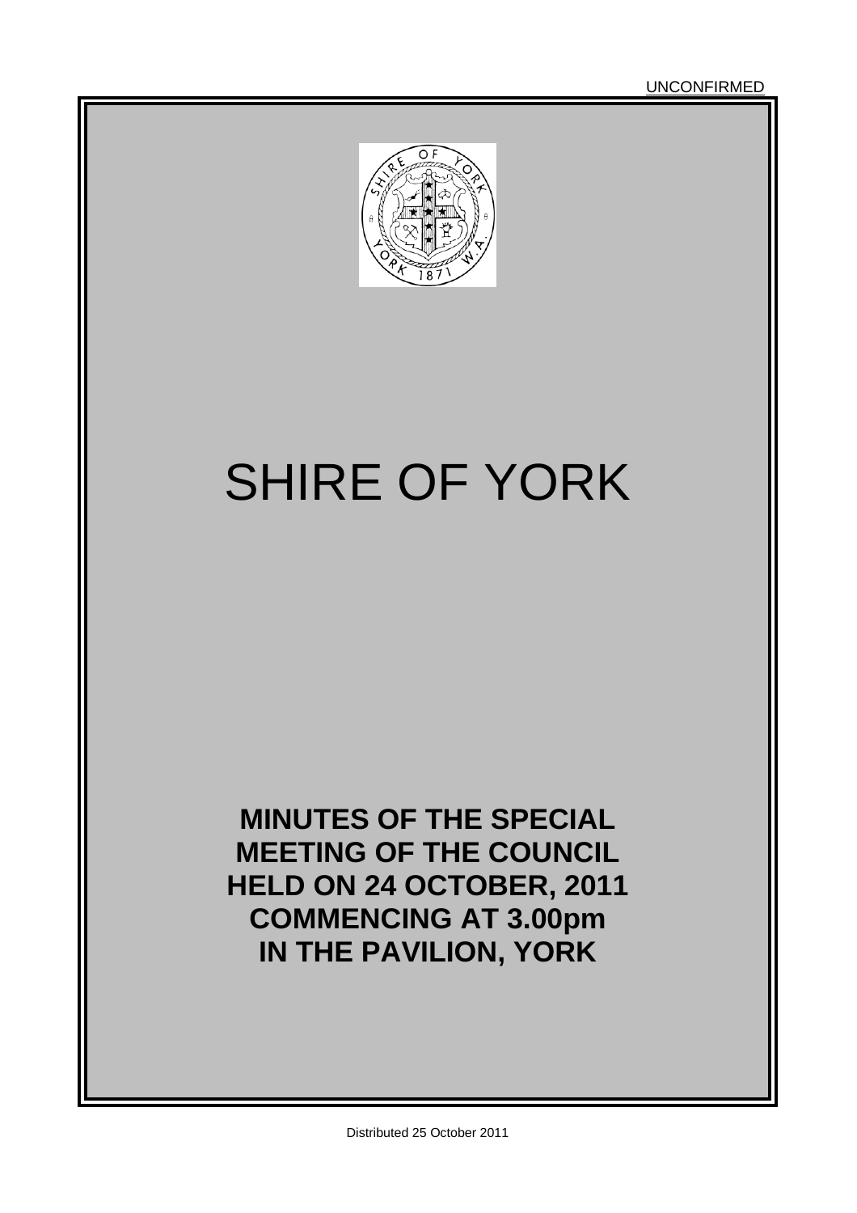UNCONFIRMED

# SHIRE OF YORK

**MINUTES OF THE SPECIAL MEETING OF THE COUNCIL HELD ON 24 OCTOBER, 2011 COMMENCING AT 3.00pm IN THE PAVILION, YORK**

Distributed 25 October 2011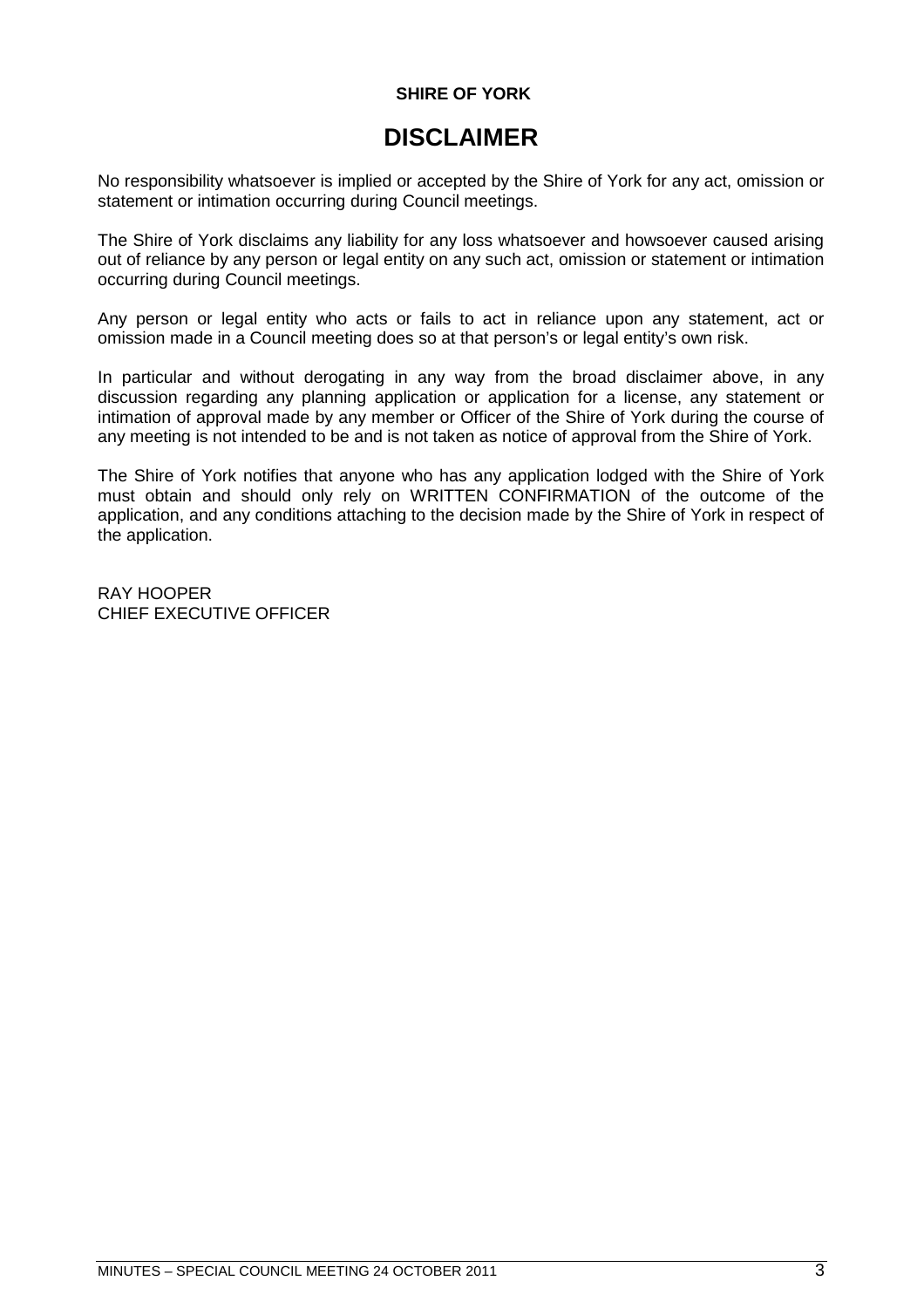**SHIRE OF YORK**

# DISCLAIMER

No responsibility whatsoever is implied or accepted by the Shire of York for any act, omission or statement or intimation occurring during Council meetings.

The Shire of York disclaims any liability for any loss whatsoever and howsoever caused arising out of reliance by any person or legal entity on any such act, omission or statement or intimation occurring during Council meetings.

Any person or legal entity who acts or fails to act in reliance upon any statement, act or omission made in a Council meeting does so at that person's or legal entity's own risk.

In particular and without derogating in any way from the broad disclaimer above, in any discussion regarding any planning application or application for a license, any statement or intimation of approval made by any member or Officer of the Shire of York during the course of any meeting is not intended to be and is not taken as notice of approval from the Shire of York.

The Shire of York notifies that anyone who has any application lodged with the Shire of York must obtain and should only rely on WRITTEN CONFIRMATION of the outcome of the application, and any conditions attaching to the decision made by the Shire of York in respect of the application.

RAY HOOPER
CHIEF EXECUTIVE OFFICER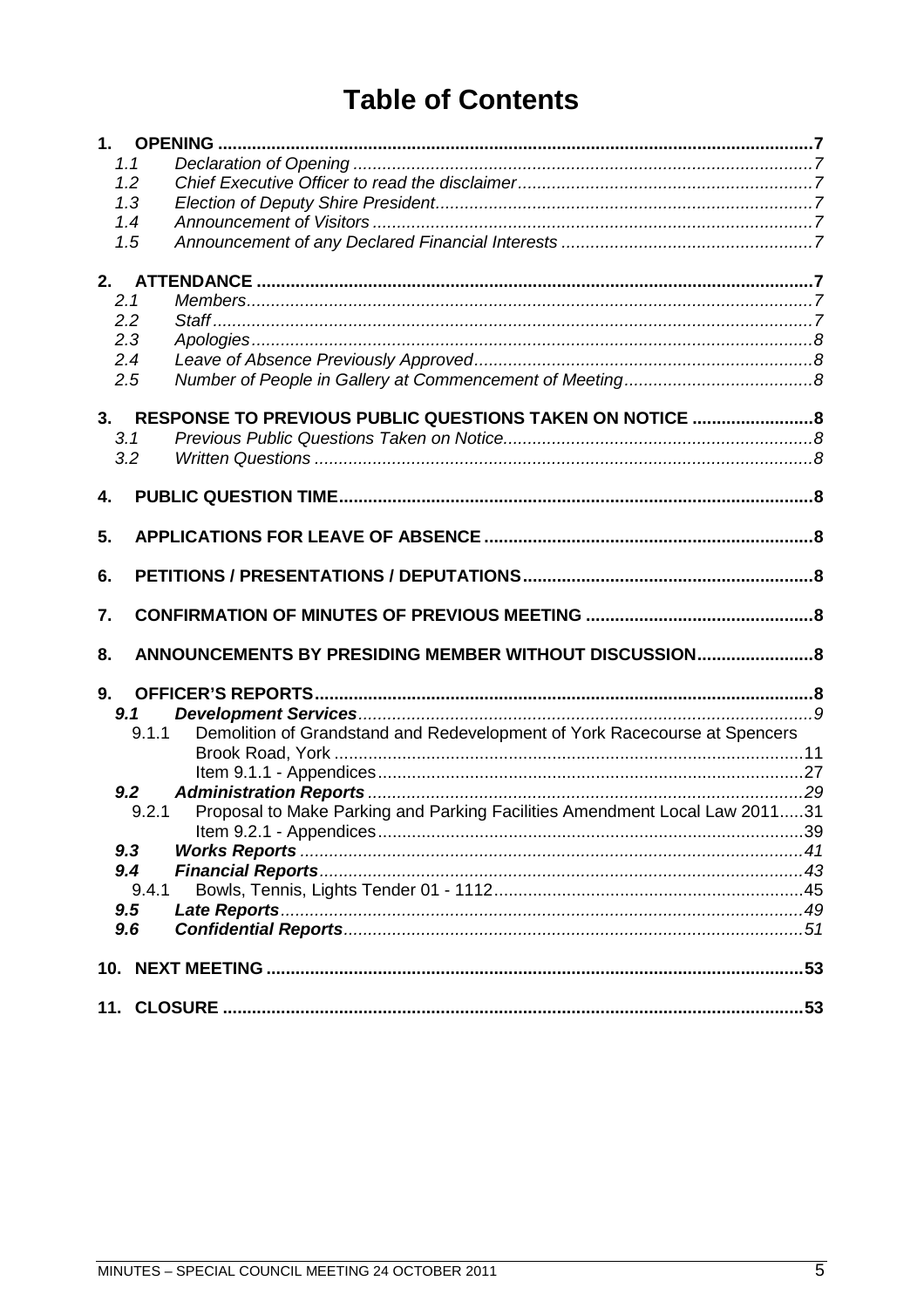# Table of Contents

**1. OPENING** .......... **7**

- 1.1 *Declaration of Opening* .......... *7*
- 1.2 *Chief Executive Officer to read the disclaimer* .......... *7*
- 1.3 *Election of Deputy Shire President* .......... *7*
- 1.4 *Announcement of Visitors* .......... *7*
- 1.5 *Announcement of any Declared Financial Interests* .......... *7*

**2. ATTENDANCE** .......... **7**

- 2.1 *Members* .......... *7*
- 2.2 *Staff* .......... *7*
- 2.3 *Apologies* .......... *8*
- 2.4 *Leave of Absence Previously Approved* .......... *8*
- 2.5 *Number of People in Gallery at Commencement of Meeting* .......... *8*

**3. RESPONSE TO PREVIOUS PUBLIC QUESTIONS TAKEN ON NOTICE** .......... **8**

- 3.1 *Previous Public Questions Taken on Notice* .......... *8*
- 3.2 *Written Questions* .......... *8*

**4. PUBLIC QUESTION TIME** .......... **8**

**5. APPLICATIONS FOR LEAVE OF ABSENCE** .......... **8**

**6. PETITIONS / PRESENTATIONS / DEPUTATIONS** .......... **8**

**7. CONFIRMATION OF MINUTES OF PREVIOUS MEETING** .......... **8**

**8. ANNOUNCEMENTS BY PRESIDING MEMBER WITHOUT DISCUSSION** .......... **8**

**9. OFFICER'S REPORTS** .......... **8**

- ***9.1 Development Services*** .......... *9*
  - 9.1.1 Demolition of Grandstand and Redevelopment of York Racecourse at Spencers Brook Road, York .......... 11
    - Item 9.1.1 - Appendices .......... 27
- ***9.2 Administration Reports*** .......... *29*
  - 9.2.1 Proposal to Make Parking and Parking Facilities Amendment Local Law 2011 .......... 31
    - Item 9.2.1 - Appendices .......... 39
- ***9.3 Works Reports*** .......... *41*
- ***9.4 Financial Reports*** .......... *43*
  - 9.4.1 Bowls, Tennis, Lights Tender 01 - 1112 .......... 45
- ***9.5 Late Reports*** .......... *49*
- ***9.6 Confidential Reports*** .......... *51*

**10. NEXT MEETING** .......... **53**

**11. CLOSURE** .......... **53**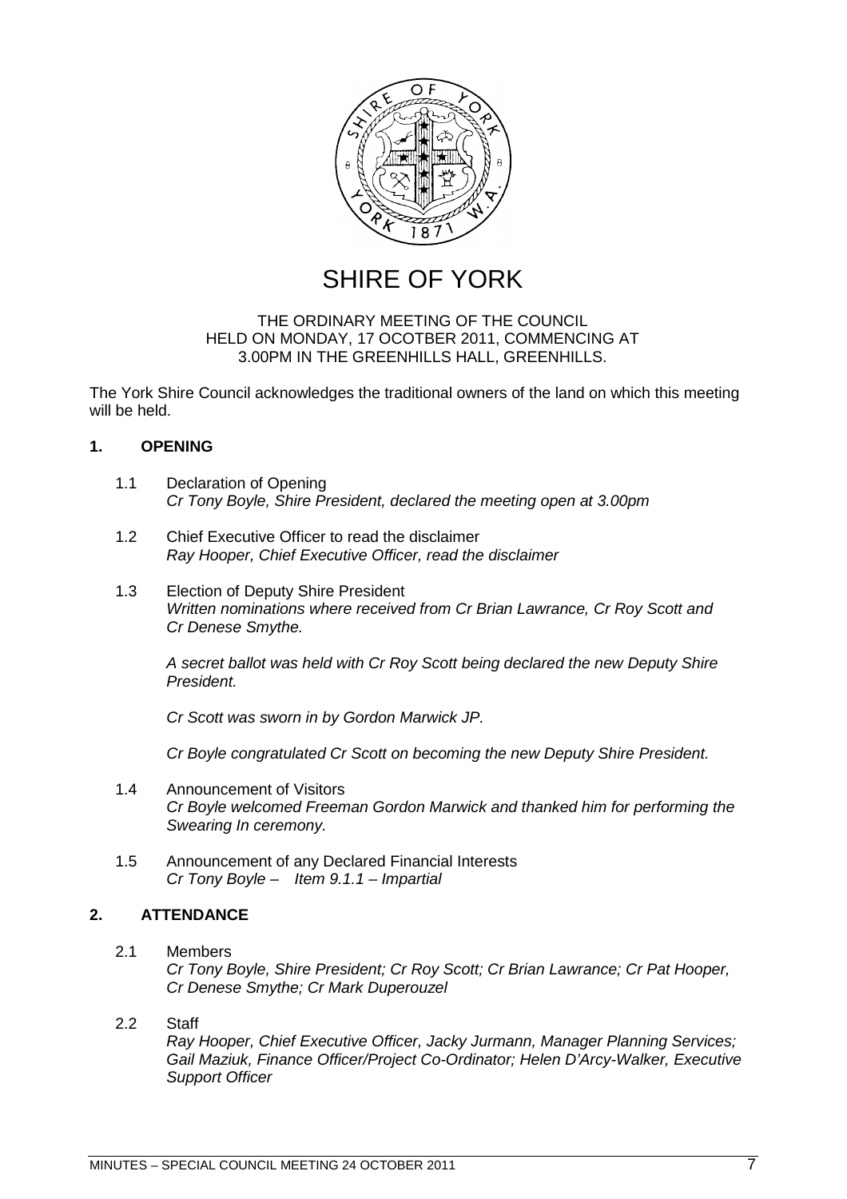# SHIRE OF YORK

THE ORDINARY MEETING OF THE COUNCIL
HELD ON MONDAY, 17 OCOTBER 2011, COMMENCING AT
3.00PM IN THE GREENHILLS HALL, GREENHILLS.

The York Shire Council acknowledges the traditional owners of the land on which this meeting will be held.

## 1. OPENING

1.1 Declaration of Opening
*Cr Tony Boyle, Shire President, declared the meeting open at 3.00pm*

1.2 Chief Executive Officer to read the disclaimer
*Ray Hooper, Chief Executive Officer, read the disclaimer*

1.3 Election of Deputy Shire President
*Written nominations where received from Cr Brian Lawrance, Cr Roy Scott and Cr Denese Smythe.*

*A secret ballot was held with Cr Roy Scott being declared the new Deputy Shire President.*

*Cr Scott was sworn in by Gordon Marwick JP.*

*Cr Boyle congratulated Cr Scott on becoming the new Deputy Shire President.*

1.4 Announcement of Visitors
*Cr Boyle welcomed Freeman Gordon Marwick and thanked him for performing the Swearing In ceremony.*

1.5 Announcement of any Declared Financial Interests
*Cr Tony Boyle – Item 9.1.1 – Impartial*

## 2. ATTENDANCE

2.1 Members
*Cr Tony Boyle, Shire President; Cr Roy Scott; Cr Brian Lawrance; Cr Pat Hooper, Cr Denese Smythe; Cr Mark Duperouzel*

2.2 Staff
*Ray Hooper, Chief Executive Officer, Jacky Jurmann, Manager Planning Services; Gail Maziuk, Finance Officer/Project Co-Ordinator; Helen D'Arcy-Walker, Executive Support Officer*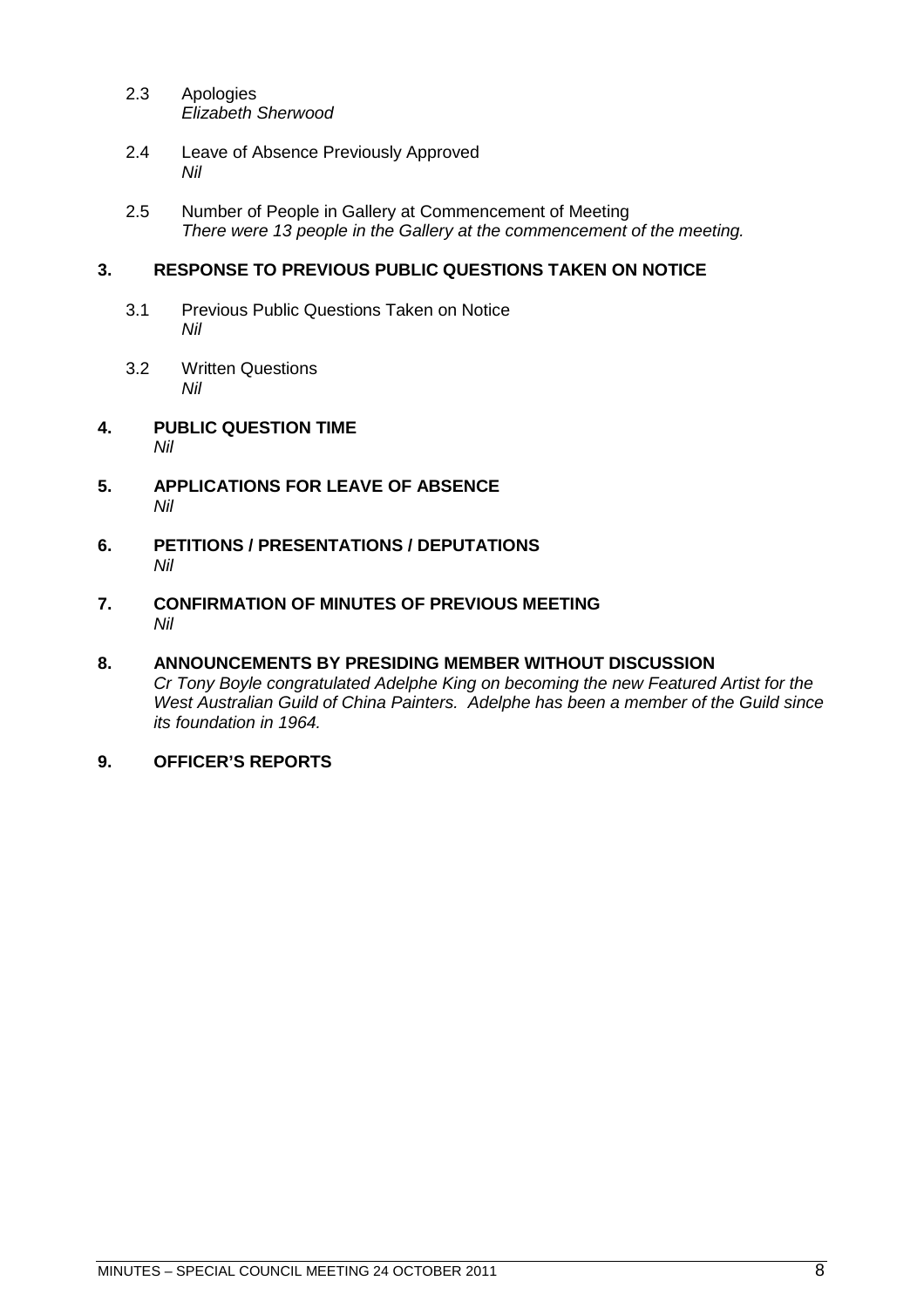2.3 Apologies
*Elizabeth Sherwood*

2.4 Leave of Absence Previously Approved
*Nil*

2.5 Number of People in Gallery at Commencement of Meeting
*There were 13 people in the Gallery at the commencement of the meeting.*

## 3. RESPONSE TO PREVIOUS PUBLIC QUESTIONS TAKEN ON NOTICE

3.1 Previous Public Questions Taken on Notice
*Nil*

3.2 Written Questions
*Nil*

## 4. PUBLIC QUESTION TIME

*Nil*

## 5. APPLICATIONS FOR LEAVE OF ABSENCE

*Nil*

## 6. PETITIONS / PRESENTATIONS / DEPUTATIONS

*Nil*

## 7. CONFIRMATION OF MINUTES OF PREVIOUS MEETING

*Nil*

## 8. ANNOUNCEMENTS BY PRESIDING MEMBER WITHOUT DISCUSSION

*Cr Tony Boyle congratulated Adelphe King on becoming the new Featured Artist for the West Australian Guild of China Painters. Adelphe has been a member of the Guild since its foundation in 1964.*

## 9. OFFICER'S REPORTS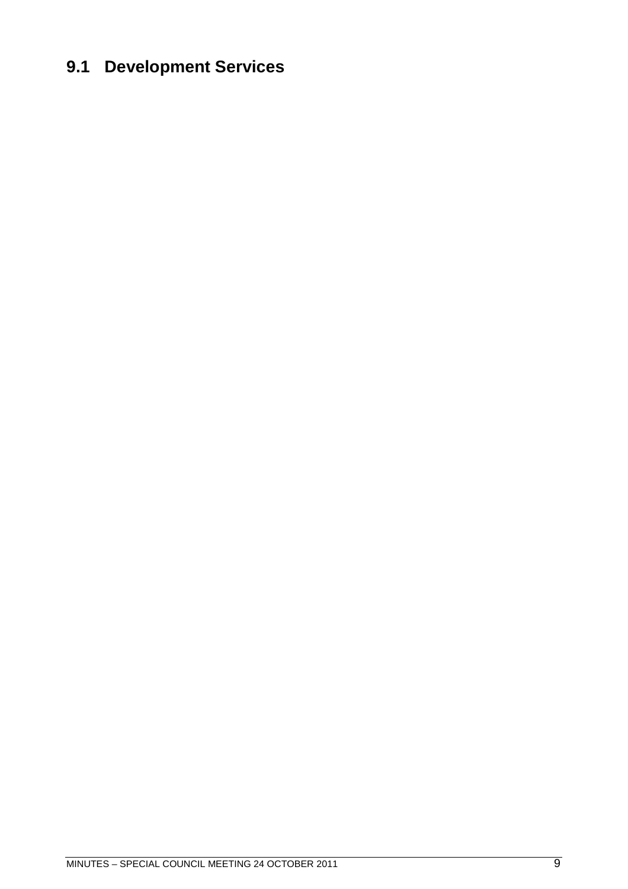# 9.1 Development Services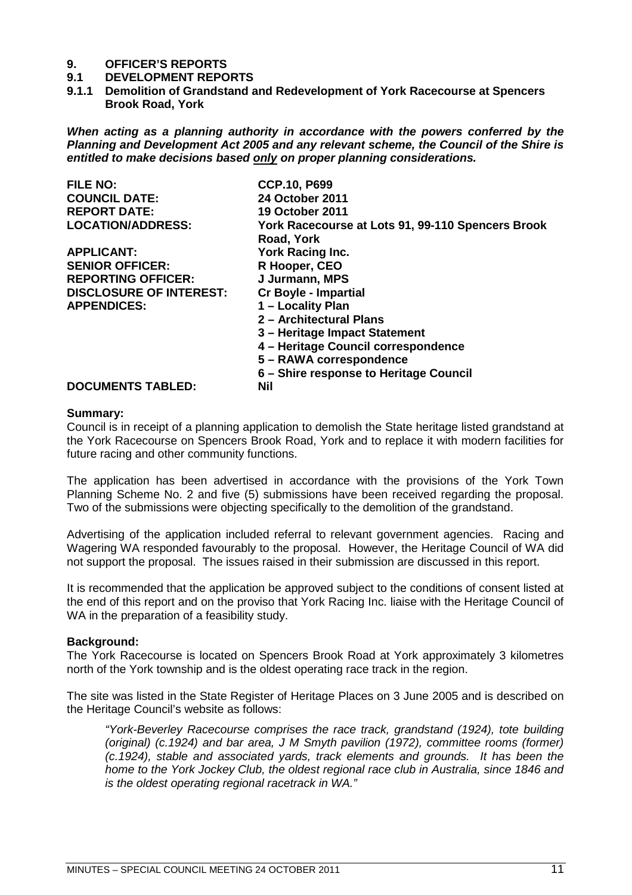# 9. OFFICER'S REPORTS

## 9.1 DEVELOPMENT REPORTS

### 9.1.1 Demolition of Grandstand and Redevelopment of York Racecourse at Spencers Brook Road, York

***When acting as a planning authority in accordance with the powers conferred by the Planning and Development Act 2005 and any relevant scheme, the Council of the Shire is entitled to make decisions based only on proper planning considerations.***

| | |
|---|---|
| **FILE NO:** | **CCP.10, P699** |
| **COUNCIL DATE:** | **24 October 2011** |
| **REPORT DATE:** | **19 October 2011** |
| **LOCATION/ADDRESS:** | **York Racecourse at Lots 91, 99-110 Spencers Brook Road, York** |
| **APPLICANT:** | **York Racing Inc.** |
| **SENIOR OFFICER:** | **R Hooper, CEO** |
| **REPORTING OFFICER:** | **J Jurmann, MPS** |
| **DISCLOSURE OF INTEREST:** | **Cr Boyle - Impartial** |
| **APPENDICES:** | **1 – Locality Plan**<br>**2 – Architectural Plans**<br>**3 – Heritage Impact Statement**<br>**4 – Heritage Council correspondence**<br>**5 – RAWA correspondence**<br>**6 – Shire response to Heritage Council** |
| **DOCUMENTS TABLED:** | **Nil** |

**Summary:**

Council is in receipt of a planning application to demolish the State heritage listed grandstand at the York Racecourse on Spencers Brook Road, York and to replace it with modern facilities for future racing and other community functions.

The application has been advertised in accordance with the provisions of the York Town Planning Scheme No. 2 and five (5) submissions have been received regarding the proposal. Two of the submissions were objecting specifically to the demolition of the grandstand.

Advertising of the application included referral to relevant government agencies. Racing and Wagering WA responded favourably to the proposal. However, the Heritage Council of WA did not support the proposal. The issues raised in their submission are discussed in this report.

It is recommended that the application be approved subject to the conditions of consent listed at the end of this report and on the proviso that York Racing Inc. liaise with the Heritage Council of WA in the preparation of a feasibility study.

**Background:**

The York Racecourse is located on Spencers Brook Road at York approximately 3 kilometres north of the York township and is the oldest operating race track in the region.

The site was listed in the State Register of Heritage Places on 3 June 2005 and is described on the Heritage Council's website as follows:

> *"York-Beverley Racecourse comprises the race track, grandstand (1924), tote building (original) (c.1924) and bar area, J M Smyth pavilion (1972), committee rooms (former) (c.1924), stable and associated yards, track elements and grounds. It has been the home to the York Jockey Club, the oldest regional race club in Australia, since 1846 and is the oldest operating regional racetrack in WA."*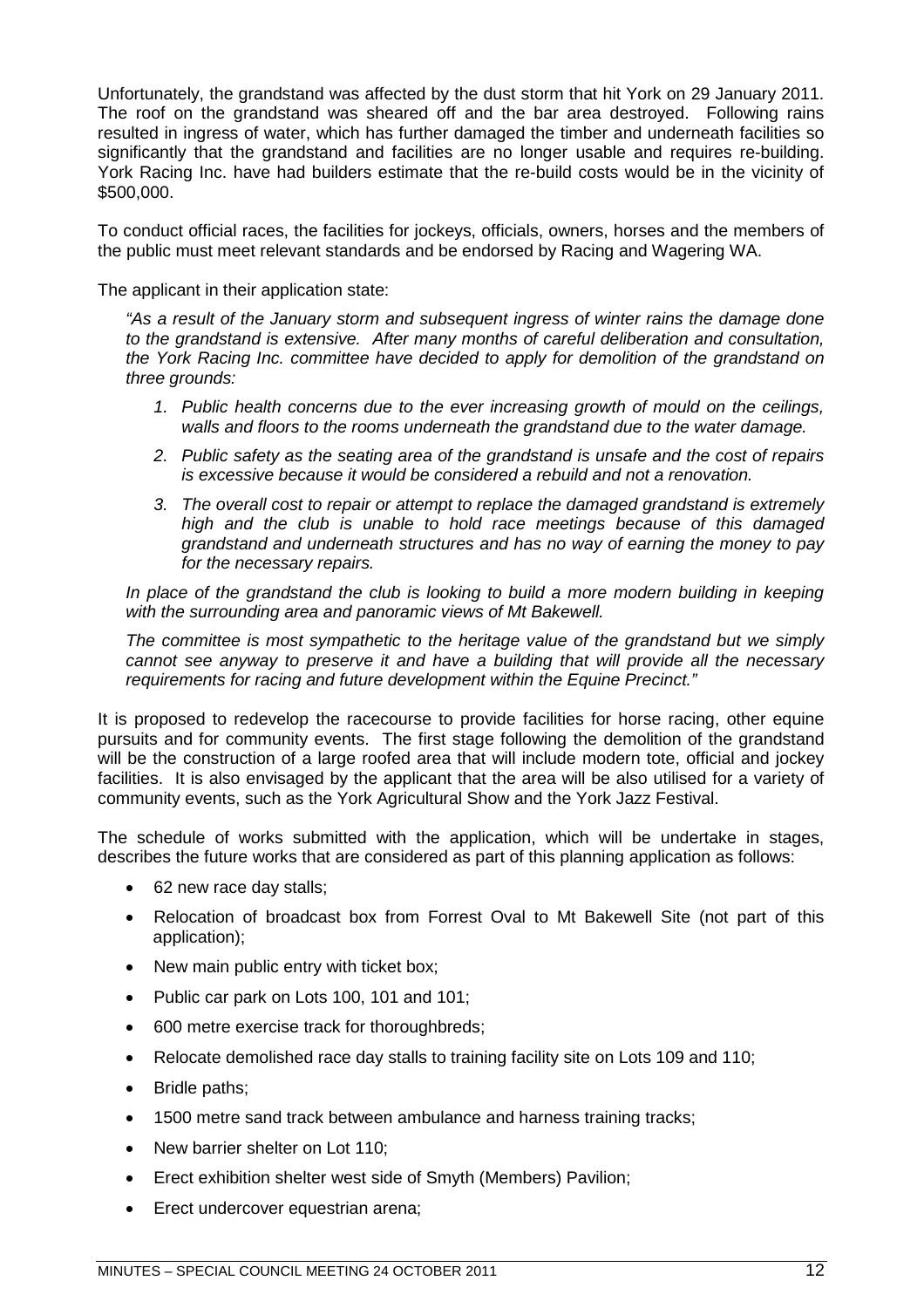Unfortunately, the grandstand was affected by the dust storm that hit York on 29 January 2011. The roof on the grandstand was sheared off and the bar area destroyed. Following rains resulted in ingress of water, which has further damaged the timber and underneath facilities so significantly that the grandstand and facilities are no longer usable and requires re-building. York Racing Inc. have had builders estimate that the re-build costs would be in the vicinity of $500,000.

To conduct official races, the facilities for jockeys, officials, owners, horses and the members of the public must meet relevant standards and be endorsed by Racing and Wagering WA.

The applicant in their application state:

> *"As a result of the January storm and subsequent ingress of winter rains the damage done to the grandstand is extensive. After many months of careful deliberation and consultation, the York Racing Inc. committee have decided to apply for demolition of the grandstand on three grounds:*
>
> 1. *Public health concerns due to the ever increasing growth of mould on the ceilings, walls and floors to the rooms underneath the grandstand due to the water damage.*
> 2. *Public safety as the seating area of the grandstand is unsafe and the cost of repairs is excessive because it would be considered a rebuild and not a renovation.*
> 3. *The overall cost to repair or attempt to replace the damaged grandstand is extremely high and the club is unable to hold race meetings because of this damaged grandstand and underneath structures and has no way of earning the money to pay for the necessary repairs.*
>
> *In place of the grandstand the club is looking to build a more modern building in keeping with the surrounding area and panoramic views of Mt Bakewell.*
>
> *The committee is most sympathetic to the heritage value of the grandstand but we simply cannot see anyway to preserve it and have a building that will provide all the necessary requirements for racing and future development within the Equine Precinct."*

It is proposed to redevelop the racecourse to provide facilities for horse racing, other equine pursuits and for community events. The first stage following the demolition of the grandstand will be the construction of a large roofed area that will include modern tote, official and jockey facilities. It is also envisaged by the applicant that the area will be also utilised for a variety of community events, such as the York Agricultural Show and the York Jazz Festival.

The schedule of works submitted with the application, which will be undertake in stages, describes the future works that are considered as part of this planning application as follows:

- 62 new race day stalls;
- Relocation of broadcast box from Forrest Oval to Mt Bakewell Site (not part of this application);
- New main public entry with ticket box;
- Public car park on Lots 100, 101 and 101;
- 600 metre exercise track for thoroughbreds;
- Relocate demolished race day stalls to training facility site on Lots 109 and 110;
- Bridle paths;
- 1500 metre sand track between ambulance and harness training tracks;
- New barrier shelter on Lot 110;
- Erect exhibition shelter west side of Smyth (Members) Pavilion;
- Erect undercover equestrian arena;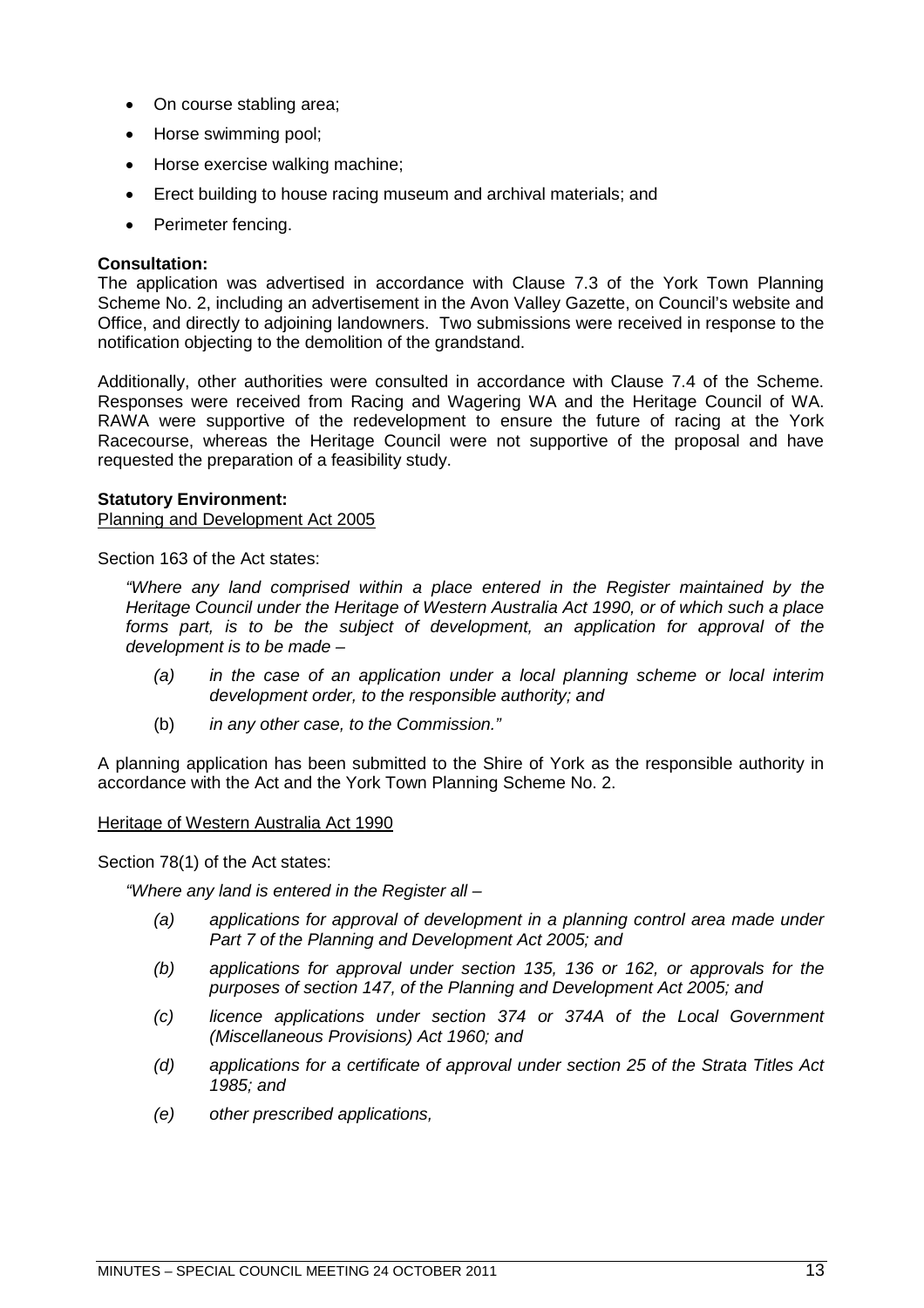- On course stabling area;
- Horse swimming pool;
- Horse exercise walking machine;
- Erect building to house racing museum and archival materials; and
- Perimeter fencing.

**Consultation:**
The application was advertised in accordance with Clause 7.3 of the York Town Planning Scheme No. 2, including an advertisement in the Avon Valley Gazette, on Council's website and Office, and directly to adjoining landowners. Two submissions were received in response to the notification objecting to the demolition of the grandstand.

Additionally, other authorities were consulted in accordance with Clause 7.4 of the Scheme. Responses were received from Racing and Wagering WA and the Heritage Council of WA. RAWA were supportive of the redevelopment to ensure the future of racing at the York Racecourse, whereas the Heritage Council were not supportive of the proposal and have requested the preparation of a feasibility study.

**Statutory Environment:**
Planning and Development Act 2005

Section 163 of the Act states:

*"Where any land comprised within a place entered in the Register maintained by the Heritage Council under the Heritage of Western Australia Act 1990, or of which such a place forms part, is to be the subject of development, an application for approval of the development is to be made –*

> *(a) in the case of an application under a local planning scheme or local interim development order, to the responsible authority; and*
>
> (b) *in any other case, to the Commission."*

A planning application has been submitted to the Shire of York as the responsible authority in accordance with the Act and the York Town Planning Scheme No. 2.

Heritage of Western Australia Act 1990

Section 78(1) of the Act states:

*"Where any land is entered in the Register all –*

> *(a) applications for approval of development in a planning control area made under Part 7 of the Planning and Development Act 2005; and*
>
> *(b) applications for approval under section 135, 136 or 162, or approvals for the purposes of section 147, of the Planning and Development Act 2005; and*
>
> *(c) licence applications under section 374 or 374A of the Local Government (Miscellaneous Provisions) Act 1960; and*
>
> *(d) applications for a certificate of approval under section 25 of the Strata Titles Act 1985; and*
>
> *(e) other prescribed applications,*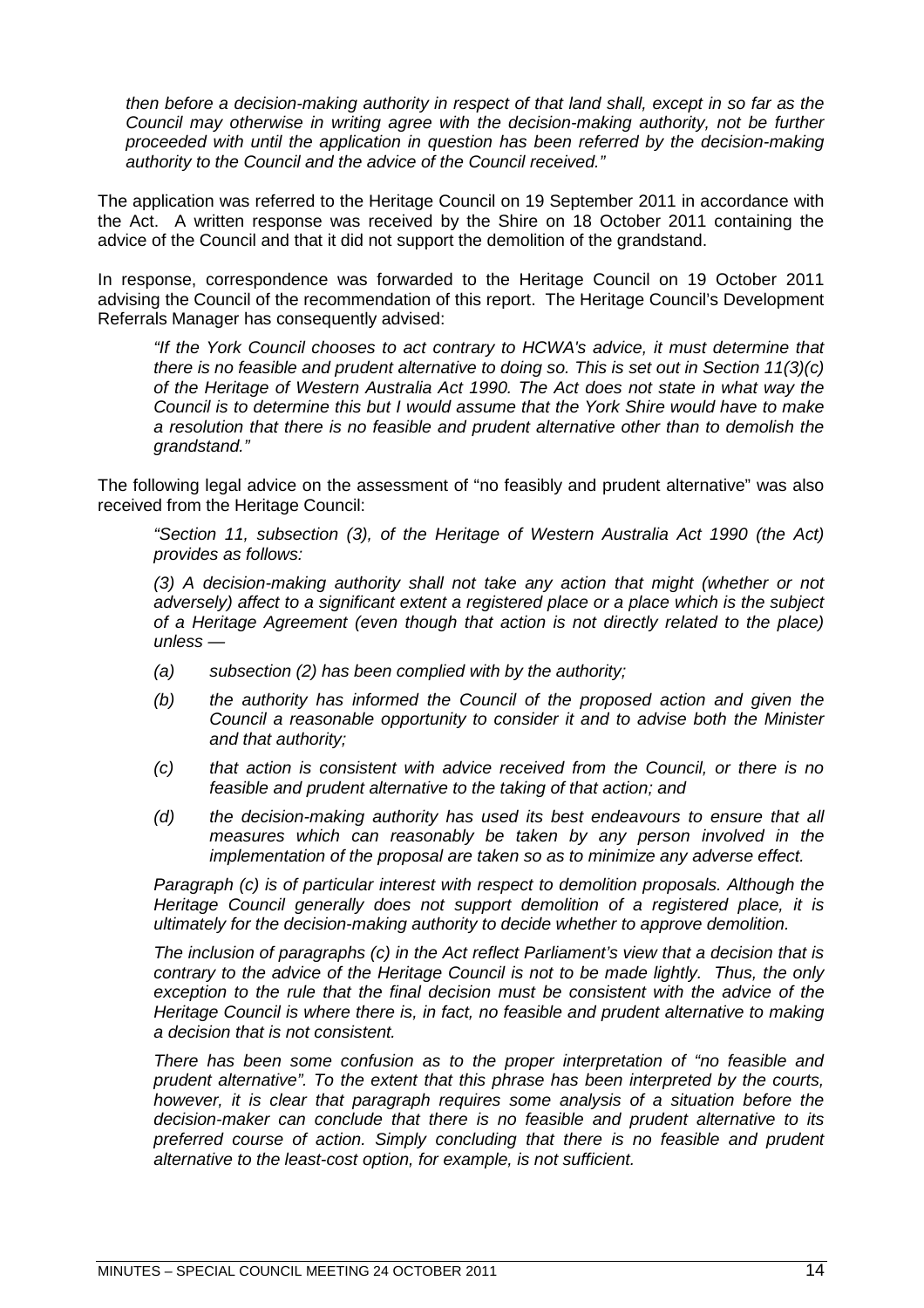*then before a decision-making authority in respect of that land shall, except in so far as the Council may otherwise in writing agree with the decision-making authority, not be further proceeded with until the application in question has been referred by the decision-making authority to the Council and the advice of the Council received."*

The application was referred to the Heritage Council on 19 September 2011 in accordance with the Act. A written response was received by the Shire on 18 October 2011 containing the advice of the Council and that it did not support the demolition of the grandstand.

In response, correspondence was forwarded to the Heritage Council on 19 October 2011 advising the Council of the recommendation of this report. The Heritage Council's Development Referrals Manager has consequently advised:

> *"If the York Council chooses to act contrary to HCWA's advice, it must determine that there is no feasible and prudent alternative to doing so. This is set out in Section 11(3)(c) of the Heritage of Western Australia Act 1990. The Act does not state in what way the Council is to determine this but I would assume that the York Shire would have to make a resolution that there is no feasible and prudent alternative other than to demolish the grandstand."*

The following legal advice on the assessment of "no feasibly and prudent alternative" was also received from the Heritage Council:

> *"Section 11, subsection (3), of the Heritage of Western Australia Act 1990 (the Act) provides as follows:*
>
> *(3) A decision-making authority shall not take any action that might (whether or not adversely) affect to a significant extent a registered place or a place which is the subject of a Heritage Agreement (even though that action is not directly related to the place) unless —*
>
> - *(a) subsection (2) has been complied with by the authority;*
> - *(b) the authority has informed the Council of the proposed action and given the Council a reasonable opportunity to consider it and to advise both the Minister and that authority;*
> - *(c) that action is consistent with advice received from the Council, or there is no feasible and prudent alternative to the taking of that action; and*
> - *(d) the decision-making authority has used its best endeavours to ensure that all measures which can reasonably be taken by any person involved in the implementation of the proposal are taken so as to minimize any adverse effect.*
>
> *Paragraph (c) is of particular interest with respect to demolition proposals. Although the Heritage Council generally does not support demolition of a registered place, it is ultimately for the decision-making authority to decide whether to approve demolition.*
>
> *The inclusion of paragraphs (c) in the Act reflect Parliament's view that a decision that is contrary to the advice of the Heritage Council is not to be made lightly. Thus, the only exception to the rule that the final decision must be consistent with the advice of the Heritage Council is where there is, in fact, no feasible and prudent alternative to making a decision that is not consistent.*
>
> *There has been some confusion as to the proper interpretation of "no feasible and prudent alternative". To the extent that this phrase has been interpreted by the courts, however, it is clear that paragraph requires some analysis of a situation before the decision-maker can conclude that there is no feasible and prudent alternative to its preferred course of action. Simply concluding that there is no feasible and prudent alternative to the least-cost option, for example, is not sufficient.*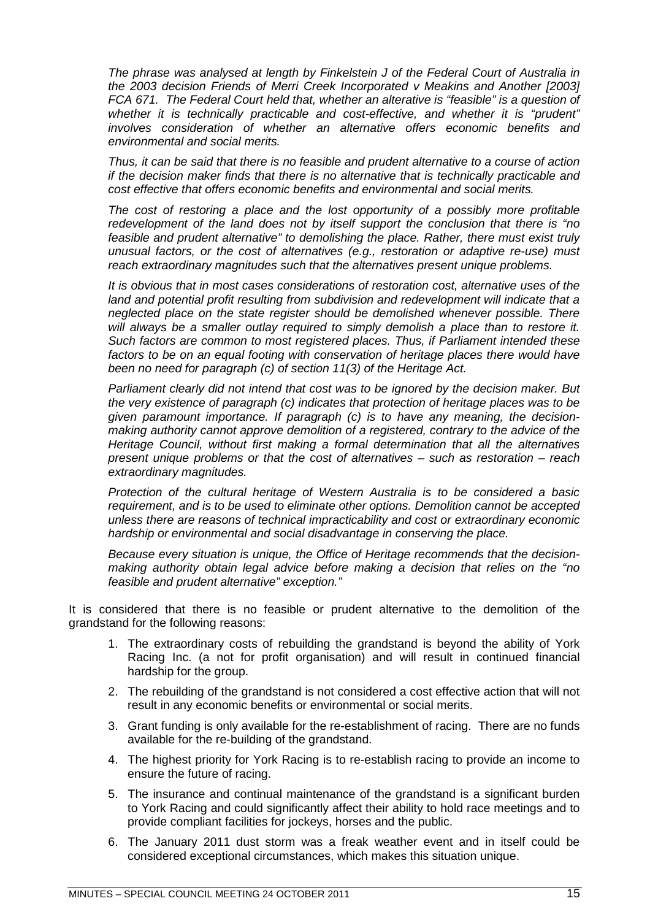*The phrase was analysed at length by Finkelstein J of the Federal Court of Australia in the 2003 decision Friends of Merri Creek Incorporated v Meakins and Another [2003] FCA 671. The Federal Court held that, whether an alterative is "feasible" is a question of whether it is technically practicable and cost-effective, and whether it is "prudent" involves consideration of whether an alternative offers economic benefits and environmental and social merits.*

*Thus, it can be said that there is no feasible and prudent alternative to a course of action if the decision maker finds that there is no alternative that is technically practicable and cost effective that offers economic benefits and environmental and social merits.*

*The cost of restoring a place and the lost opportunity of a possibly more profitable redevelopment of the land does not by itself support the conclusion that there is "no feasible and prudent alternative" to demolishing the place. Rather, there must exist truly unusual factors, or the cost of alternatives (e.g., restoration or adaptive re-use) must reach extraordinary magnitudes such that the alternatives present unique problems.*

*It is obvious that in most cases considerations of restoration cost, alternative uses of the land and potential profit resulting from subdivision and redevelopment will indicate that a neglected place on the state register should be demolished whenever possible. There will always be a smaller outlay required to simply demolish a place than to restore it. Such factors are common to most registered places. Thus, if Parliament intended these factors to be on an equal footing with conservation of heritage places there would have been no need for paragraph (c) of section 11(3) of the Heritage Act.*

*Parliament clearly did not intend that cost was to be ignored by the decision maker. But the very existence of paragraph (c) indicates that protection of heritage places was to be given paramount importance. If paragraph (c) is to have any meaning, the decision-making authority cannot approve demolition of a registered, contrary to the advice of the Heritage Council, without first making a formal determination that all the alternatives present unique problems or that the cost of alternatives – such as restoration – reach extraordinary magnitudes.*

*Protection of the cultural heritage of Western Australia is to be considered a basic requirement, and is to be used to eliminate other options. Demolition cannot be accepted unless there are reasons of technical impracticability and cost or extraordinary economic hardship or environmental and social disadvantage in conserving the place.*

*Because every situation is unique, the Office of Heritage recommends that the decision-making authority obtain legal advice before making a decision that relies on the "no feasible and prudent alternative" exception."*

It is considered that there is no feasible or prudent alternative to the demolition of the grandstand for the following reasons:

1. The extraordinary costs of rebuilding the grandstand is beyond the ability of York Racing Inc. (a not for profit organisation) and will result in continued financial hardship for the group.
2. The rebuilding of the grandstand is not considered a cost effective action that will not result in any economic benefits or environmental or social merits.
3. Grant funding is only available for the re-establishment of racing. There are no funds available for the re-building of the grandstand.
4. The highest priority for York Racing is to re-establish racing to provide an income to ensure the future of racing.
5. The insurance and continual maintenance of the grandstand is a significant burden to York Racing and could significantly affect their ability to hold race meetings and to provide compliant facilities for jockeys, horses and the public.
6. The January 2011 dust storm was a freak weather event and in itself could be considered exceptional circumstances, which makes this situation unique.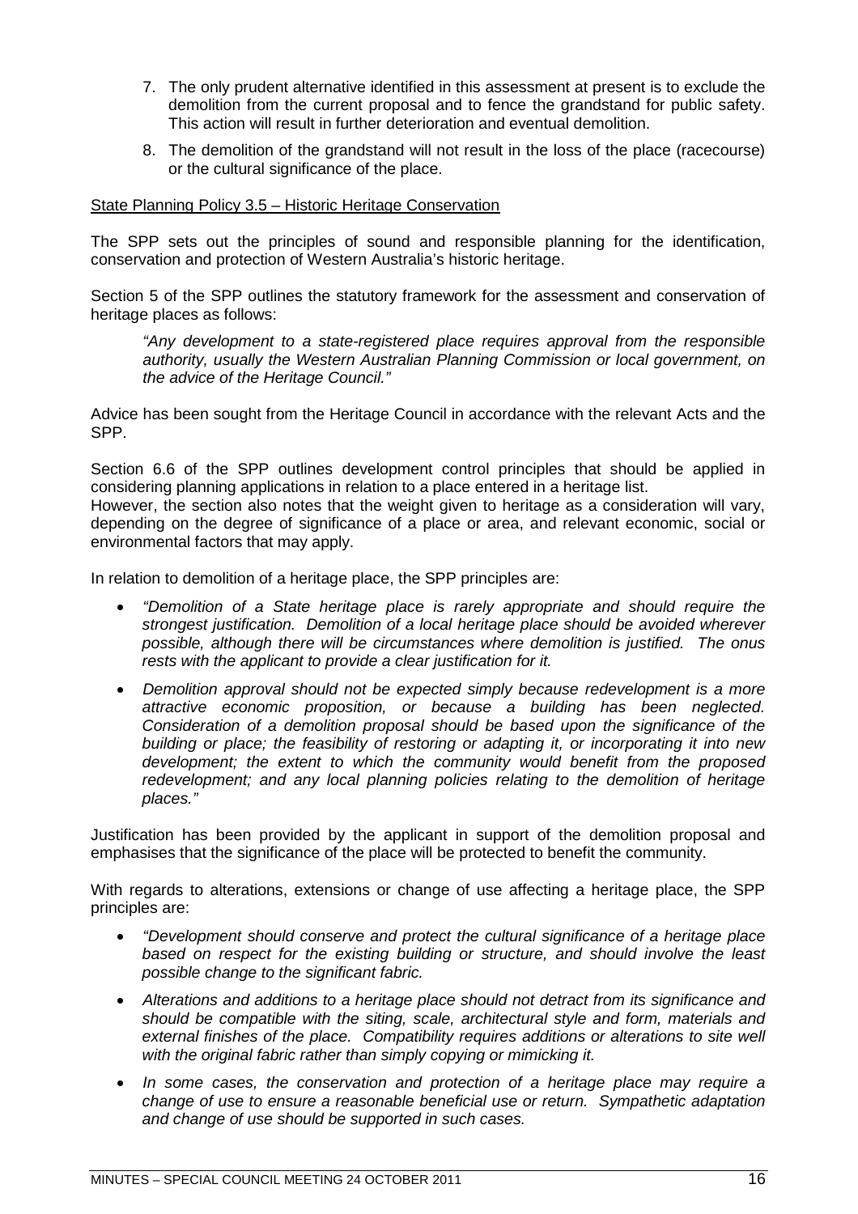7. The only prudent alternative identified in this assessment at present is to exclude the demolition from the current proposal and to fence the grandstand for public safety. This action will result in further deterioration and eventual demolition.
8. The demolition of the grandstand will not result in the loss of the place (racecourse) or the cultural significance of the place.

State Planning Policy 3.5 – Historic Heritage Conservation

The SPP sets out the principles of sound and responsible planning for the identification, conservation and protection of Western Australia's historic heritage.

Section 5 of the SPP outlines the statutory framework for the assessment and conservation of heritage places as follows:

> *"Any development to a state-registered place requires approval from the responsible authority, usually the Western Australian Planning Commission or local government, on the advice of the Heritage Council."*

Advice has been sought from the Heritage Council in accordance with the relevant Acts and the SPP.

Section 6.6 of the SPP outlines development control principles that should be applied in considering planning applications in relation to a place entered in a heritage list.
However, the section also notes that the weight given to heritage as a consideration will vary, depending on the degree of significance of a place or area, and relevant economic, social or environmental factors that may apply.

In relation to demolition of a heritage place, the SPP principles are:

- *"Demolition of a State heritage place is rarely appropriate and should require the strongest justification. Demolition of a local heritage place should be avoided wherever possible, although there will be circumstances where demolition is justified. The onus rests with the applicant to provide a clear justification for it.*
- *Demolition approval should not be expected simply because redevelopment is a more attractive economic proposition, or because a building has been neglected. Consideration of a demolition proposal should be based upon the significance of the building or place; the feasibility of restoring or adapting it, or incorporating it into new development; the extent to which the community would benefit from the proposed redevelopment; and any local planning policies relating to the demolition of heritage places."*

Justification has been provided by the applicant in support of the demolition proposal and emphasises that the significance of the place will be protected to benefit the community.

With regards to alterations, extensions or change of use affecting a heritage place, the SPP principles are:

- *"Development should conserve and protect the cultural significance of a heritage place based on respect for the existing building or structure, and should involve the least possible change to the significant fabric.*
- *Alterations and additions to a heritage place should not detract from its significance and should be compatible with the siting, scale, architectural style and form, materials and external finishes of the place. Compatibility requires additions or alterations to site well with the original fabric rather than simply copying or mimicking it.*
- *In some cases, the conservation and protection of a heritage place may require a change of use to ensure a reasonable beneficial use or return. Sympathetic adaptation and change of use should be supported in such cases.*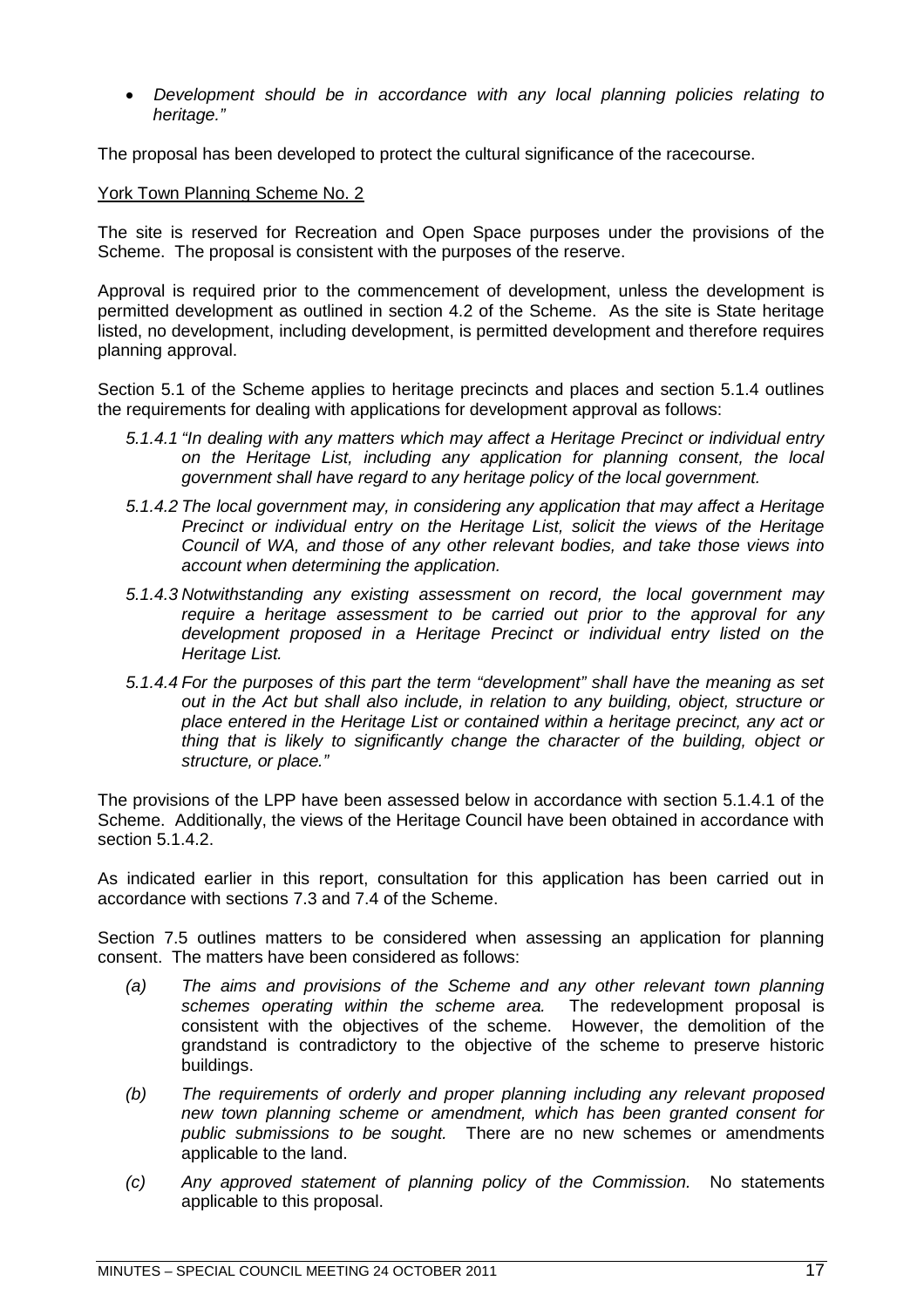- *Development should be in accordance with any local planning policies relating to heritage."*

The proposal has been developed to protect the cultural significance of the racecourse.

York Town Planning Scheme No. 2

The site is reserved for Recreation and Open Space purposes under the provisions of the Scheme. The proposal is consistent with the purposes of the reserve.

Approval is required prior to the commencement of development, unless the development is permitted development as outlined in section 4.2 of the Scheme. As the site is State heritage listed, no development, including development, is permitted development and therefore requires planning approval.

Section 5.1 of the Scheme applies to heritage precincts and places and section 5.1.4 outlines the requirements for dealing with applications for development approval as follows:

*5.1.4.1 "In dealing with any matters which may affect a Heritage Precinct or individual entry on the Heritage List, including any application for planning consent, the local government shall have regard to any heritage policy of the local government.*

*5.1.4.2 The local government may, in considering any application that may affect a Heritage Precinct or individual entry on the Heritage List, solicit the views of the Heritage Council of WA, and those of any other relevant bodies, and take those views into account when determining the application.*

*5.1.4.3 Notwithstanding any existing assessment on record, the local government may require a heritage assessment to be carried out prior to the approval for any development proposed in a Heritage Precinct or individual entry listed on the Heritage List.*

*5.1.4.4 For the purposes of this part the term "development" shall have the meaning as set out in the Act but shall also include, in relation to any building, object, structure or place entered in the Heritage List or contained within a heritage precinct, any act or thing that is likely to significantly change the character of the building, object or structure, or place."*

The provisions of the LPP have been assessed below in accordance with section 5.1.4.1 of the Scheme. Additionally, the views of the Heritage Council have been obtained in accordance with section 5.1.4.2.

As indicated earlier in this report, consultation for this application has been carried out in accordance with sections 7.3 and 7.4 of the Scheme.

Section 7.5 outlines matters to be considered when assessing an application for planning consent. The matters have been considered as follows:

(a) *The aims and provisions of the Scheme and any other relevant town planning schemes operating within the scheme area.* The redevelopment proposal is consistent with the objectives of the scheme. However, the demolition of the grandstand is contradictory to the objective of the scheme to preserve historic buildings.

(b) *The requirements of orderly and proper planning including any relevant proposed new town planning scheme or amendment, which has been granted consent for public submissions to be sought.* There are no new schemes or amendments applicable to the land.

(c) *Any approved statement of planning policy of the Commission.* No statements applicable to this proposal.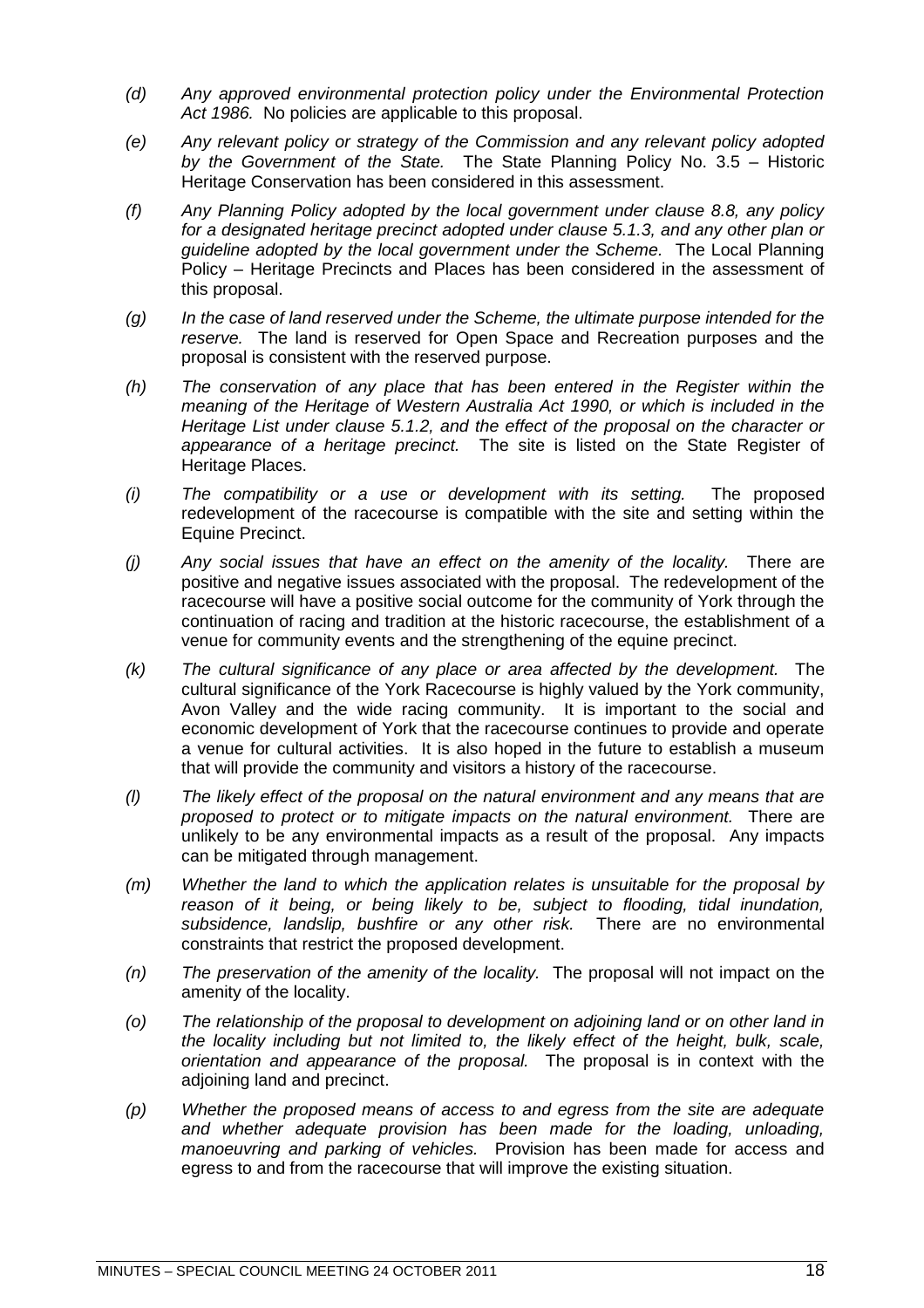(d) *Any approved environmental protection policy under the Environmental Protection Act 1986.* No policies are applicable to this proposal.

(e) *Any relevant policy or strategy of the Commission and any relevant policy adopted by the Government of the State.* The State Planning Policy No. 3.5 – Historic Heritage Conservation has been considered in this assessment.

(f) *Any Planning Policy adopted by the local government under clause 8.8, any policy for a designated heritage precinct adopted under clause 5.1.3, and any other plan or guideline adopted by the local government under the Scheme.* The Local Planning Policy – Heritage Precincts and Places has been considered in the assessment of this proposal.

(g) *In the case of land reserved under the Scheme, the ultimate purpose intended for the reserve.* The land is reserved for Open Space and Recreation purposes and the proposal is consistent with the reserved purpose.

(h) *The conservation of any place that has been entered in the Register within the meaning of the Heritage of Western Australia Act 1990, or which is included in the Heritage List under clause 5.1.2, and the effect of the proposal on the character or appearance of a heritage precinct.* The site is listed on the State Register of Heritage Places.

(i) *The compatibility or a use or development with its setting.* The proposed redevelopment of the racecourse is compatible with the site and setting within the Equine Precinct.

(j) *Any social issues that have an effect on the amenity of the locality.* There are positive and negative issues associated with the proposal. The redevelopment of the racecourse will have a positive social outcome for the community of York through the continuation of racing and tradition at the historic racecourse, the establishment of a venue for community events and the strengthening of the equine precinct.

(k) *The cultural significance of any place or area affected by the development.* The cultural significance of the York Racecourse is highly valued by the York community, Avon Valley and the wide racing community. It is important to the social and economic development of York that the racecourse continues to provide and operate a venue for cultural activities. It is also hoped in the future to establish a museum that will provide the community and visitors a history of the racecourse.

(l) *The likely effect of the proposal on the natural environment and any means that are proposed to protect or to mitigate impacts on the natural environment.* There are unlikely to be any environmental impacts as a result of the proposal. Any impacts can be mitigated through management.

(m) *Whether the land to which the application relates is unsuitable for the proposal by reason of it being, or being likely to be, subject to flooding, tidal inundation, subsidence, landslip, bushfire or any other risk.* There are no environmental constraints that restrict the proposed development.

(n) *The preservation of the amenity of the locality.* The proposal will not impact on the amenity of the locality.

(o) *The relationship of the proposal to development on adjoining land or on other land in the locality including but not limited to, the likely effect of the height, bulk, scale, orientation and appearance of the proposal.* The proposal is in context with the adjoining land and precinct.

(p) *Whether the proposed means of access to and egress from the site are adequate and whether adequate provision has been made for the loading, unloading, manoeuvring and parking of vehicles.* Provision has been made for access and egress to and from the racecourse that will improve the existing situation.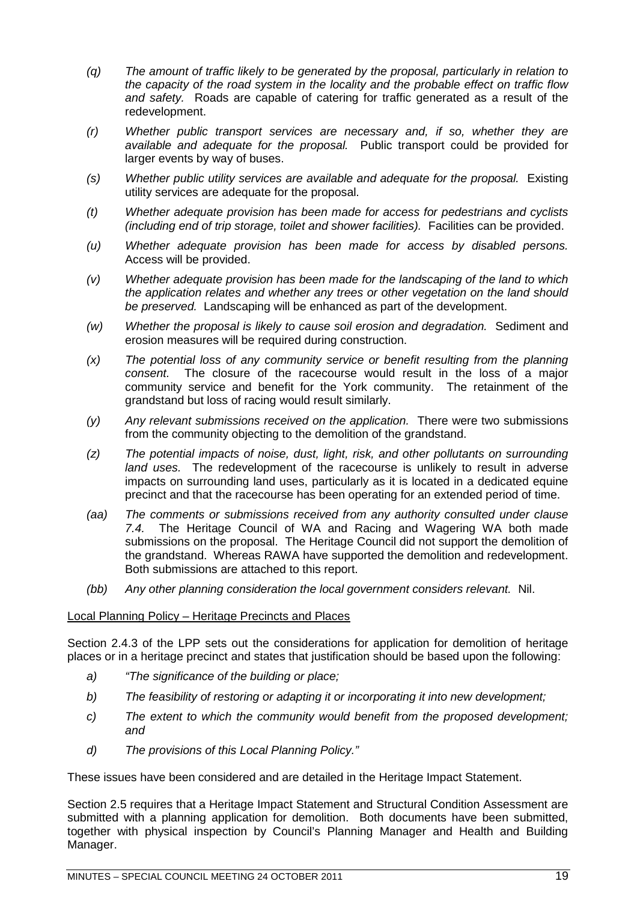(q) *The amount of traffic likely to be generated by the proposal, particularly in relation to the capacity of the road system in the locality and the probable effect on traffic flow and safety.* Roads are capable of catering for traffic generated as a result of the redevelopment.

(r) *Whether public transport services are necessary and, if so, whether they are available and adequate for the proposal.* Public transport could be provided for larger events by way of buses.

(s) *Whether public utility services are available and adequate for the proposal.* Existing utility services are adequate for the proposal.

(t) *Whether adequate provision has been made for access for pedestrians and cyclists (including end of trip storage, toilet and shower facilities).* Facilities can be provided.

(u) *Whether adequate provision has been made for access by disabled persons.* Access will be provided.

(v) *Whether adequate provision has been made for the landscaping of the land to which the application relates and whether any trees or other vegetation on the land should be preserved.* Landscaping will be enhanced as part of the development.

(w) *Whether the proposal is likely to cause soil erosion and degradation.* Sediment and erosion measures will be required during construction.

(x) *The potential loss of any community service or benefit resulting from the planning consent.* The closure of the racecourse would result in the loss of a major community service and benefit for the York community. The retainment of the grandstand but loss of racing would result similarly.

(y) *Any relevant submissions received on the application.* There were two submissions from the community objecting to the demolition of the grandstand.

(z) *The potential impacts of noise, dust, light, risk, and other pollutants on surrounding land uses.* The redevelopment of the racecourse is unlikely to result in adverse impacts on surrounding land uses, particularly as it is located in a dedicated equine precinct and that the racecourse has been operating for an extended period of time.

(aa) *The comments or submissions received from any authority consulted under clause 7.4.* The Heritage Council of WA and Racing and Wagering WA both made submissions on the proposal. The Heritage Council did not support the demolition of the grandstand. Whereas RAWA have supported the demolition and redevelopment. Both submissions are attached to this report.

(bb) *Any other planning consideration the local government considers relevant.* Nil.

Local Planning Policy – Heritage Precincts and Places

Section 2.4.3 of the LPP sets out the considerations for application for demolition of heritage places or in a heritage precinct and states that justification should be based upon the following:

a) *"The significance of the building or place;*

b) *The feasibility of restoring or adapting it or incorporating it into new development;*

c) *The extent to which the community would benefit from the proposed development; and*

d) *The provisions of this Local Planning Policy."*

These issues have been considered and are detailed in the Heritage Impact Statement.

Section 2.5 requires that a Heritage Impact Statement and Structural Condition Assessment are submitted with a planning application for demolition. Both documents have been submitted, together with physical inspection by Council's Planning Manager and Health and Building Manager.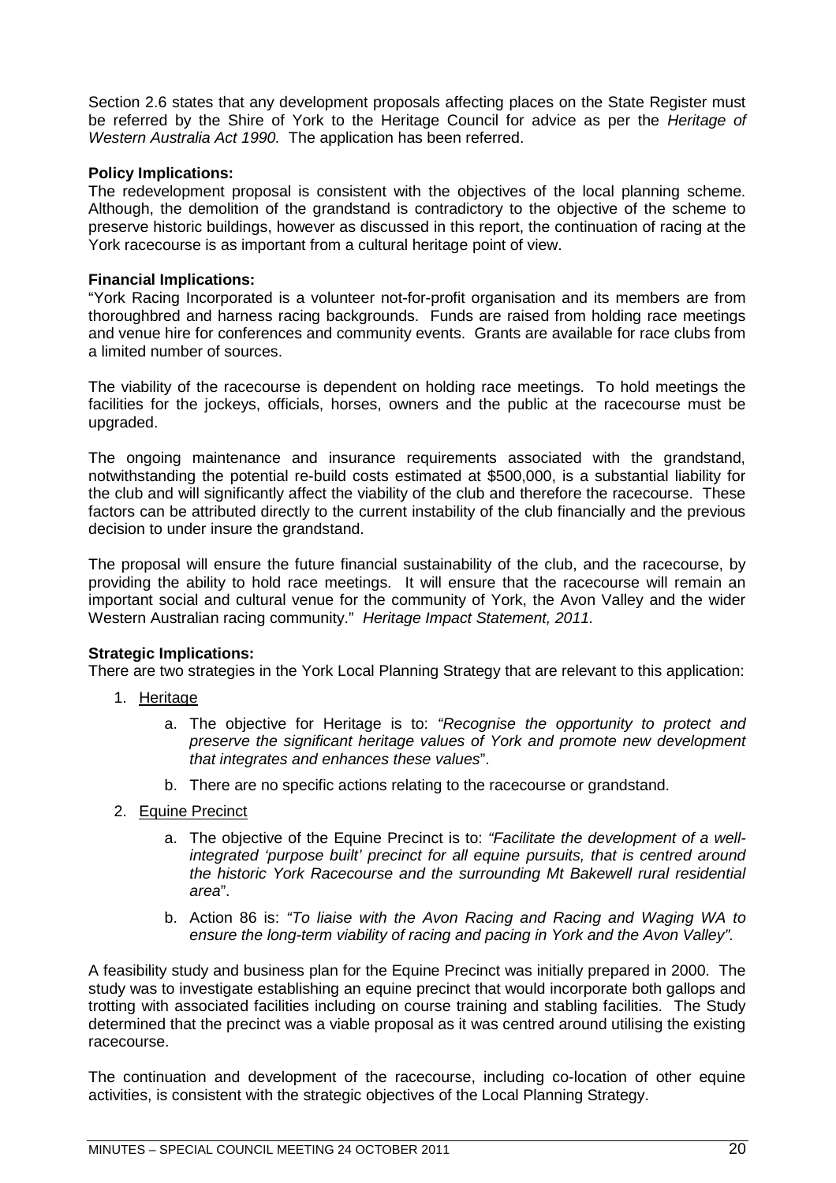Section 2.6 states that any development proposals affecting places on the State Register must be referred by the Shire of York to the Heritage Council for advice as per the *Heritage of Western Australia Act 1990.* The application has been referred.

**Policy Implications:**
The redevelopment proposal is consistent with the objectives of the local planning scheme. Although, the demolition of the grandstand is contradictory to the objective of the scheme to preserve historic buildings, however as discussed in this report, the continuation of racing at the York racecourse is as important from a cultural heritage point of view.

**Financial Implications:**
"York Racing Incorporated is a volunteer not-for-profit organisation and its members are from thoroughbred and harness racing backgrounds. Funds are raised from holding race meetings and venue hire for conferences and community events. Grants are available for race clubs from a limited number of sources.

The viability of the racecourse is dependent on holding race meetings. To hold meetings the facilities for the jockeys, officials, horses, owners and the public at the racecourse must be upgraded.

The ongoing maintenance and insurance requirements associated with the grandstand, notwithstanding the potential re-build costs estimated at $500,000, is a substantial liability for the club and will significantly affect the viability of the club and therefore the racecourse. These factors can be attributed directly to the current instability of the club financially and the previous decision to under insure the grandstand.

The proposal will ensure the future financial sustainability of the club, and the racecourse, by providing the ability to hold race meetings. It will ensure that the racecourse will remain an important social and cultural venue for the community of York, the Avon Valley and the wider Western Australian racing community." *Heritage Impact Statement, 2011.*

**Strategic Implications:**
There are two strategies in the York Local Planning Strategy that are relevant to this application:

1. Heritage
   a. The objective for Heritage is to: *"Recognise the opportunity to protect and preserve the significant heritage values of York and promote new development that integrates and enhances these values*".

   b. There are no specific actions relating to the racecourse or grandstand.

2. Equine Precinct
   a. The objective of the Equine Precinct is to: *"Facilitate the development of a well-integrated 'purpose built' precinct for all equine pursuits, that is centred around the historic York Racecourse and the surrounding Mt Bakewell rural residential area*".

   b. Action 86 is: *"To liaise with the Avon Racing and Racing and Waging WA to ensure the long-term viability of racing and pacing in York and the Avon Valley".*

A feasibility study and business plan for the Equine Precinct was initially prepared in 2000. The study was to investigate establishing an equine precinct that would incorporate both gallops and trotting with associated facilities including on course training and stabling facilities. The Study determined that the precinct was a viable proposal as it was centred around utilising the existing racecourse.

The continuation and development of the racecourse, including co-location of other equine activities, is consistent with the strategic objectives of the Local Planning Strategy.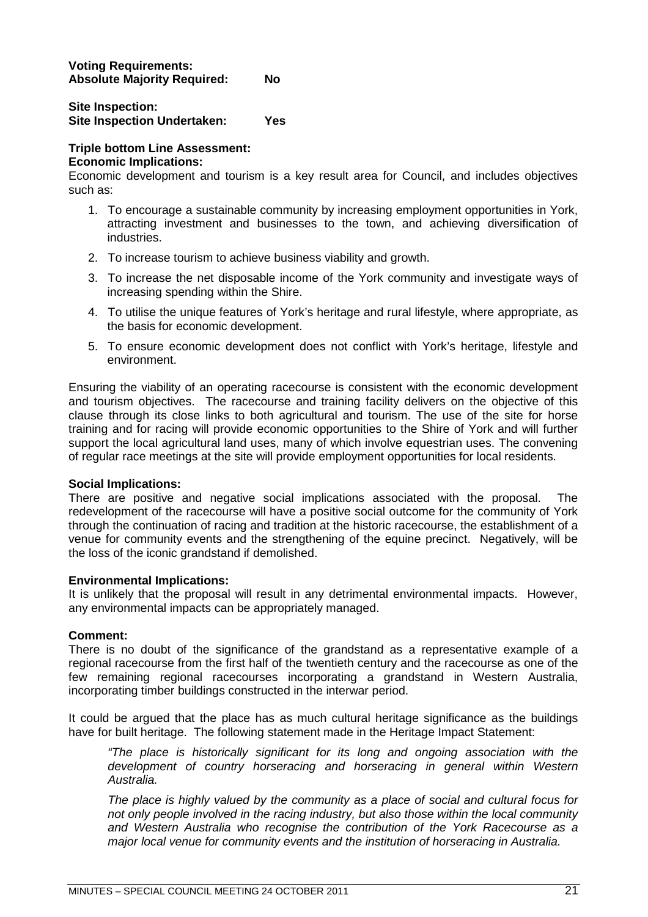**Voting Requirements:**
**Absolute Majority Required:** **No**

**Site Inspection:**
**Site Inspection Undertaken:** **Yes**

**Triple bottom Line Assessment:**
**Economic Implications:**

Economic development and tourism is a key result area for Council, and includes objectives such as:

1. To encourage a sustainable community by increasing employment opportunities in York, attracting investment and businesses to the town, and achieving diversification of industries.
2. To increase tourism to achieve business viability and growth.
3. To increase the net disposable income of the York community and investigate ways of increasing spending within the Shire.
4. To utilise the unique features of York's heritage and rural lifestyle, where appropriate, as the basis for economic development.
5. To ensure economic development does not conflict with York's heritage, lifestyle and environment.

Ensuring the viability of an operating racecourse is consistent with the economic development and tourism objectives. The racecourse and training facility delivers on the objective of this clause through its close links to both agricultural and tourism. The use of the site for horse training and for racing will provide economic opportunities to the Shire of York and will further support the local agricultural land uses, many of which involve equestrian uses. The convening of regular race meetings at the site will provide employment opportunities for local residents.

**Social Implications:**

There are positive and negative social implications associated with the proposal. The redevelopment of the racecourse will have a positive social outcome for the community of York through the continuation of racing and tradition at the historic racecourse, the establishment of a venue for community events and the strengthening of the equine precinct. Negatively, will be the loss of the iconic grandstand if demolished.

**Environmental Implications:**

It is unlikely that the proposal will result in any detrimental environmental impacts. However, any environmental impacts can be appropriately managed.

**Comment:**

There is no doubt of the significance of the grandstand as a representative example of a regional racecourse from the first half of the twentieth century and the racecourse as one of the few remaining regional racecourses incorporating a grandstand in Western Australia, incorporating timber buildings constructed in the interwar period.

It could be argued that the place has as much cultural heritage significance as the buildings have for built heritage. The following statement made in the Heritage Impact Statement:

> *"The place is historically significant for its long and ongoing association with the development of country horseracing and horseracing in general within Western Australia.*
>
> *The place is highly valued by the community as a place of social and cultural focus for not only people involved in the racing industry, but also those within the local community and Western Australia who recognise the contribution of the York Racecourse as a major local venue for community events and the institution of horseracing in Australia.*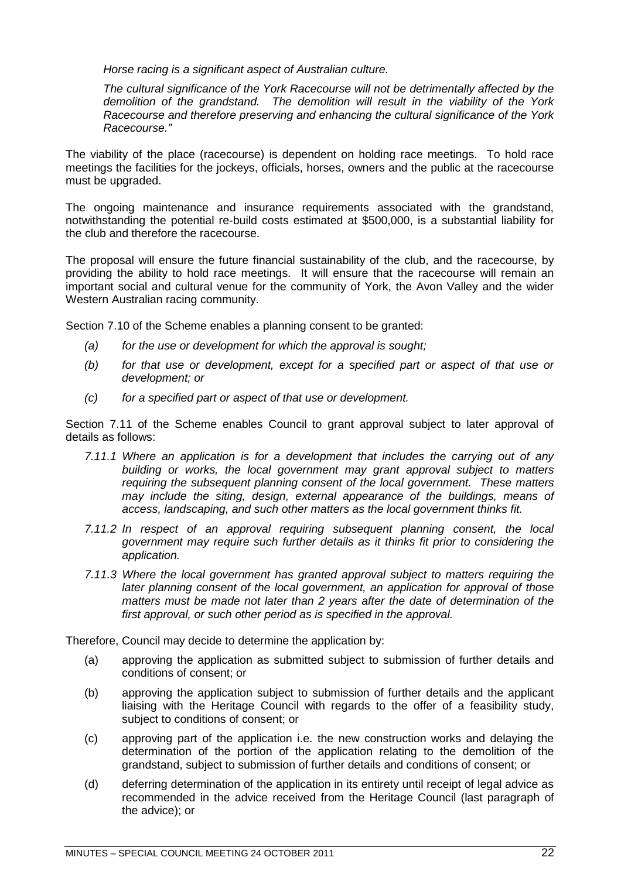*Horse racing is a significant aspect of Australian culture.*

*The cultural significance of the York Racecourse will not be detrimentally affected by the demolition of the grandstand. The demolition will result in the viability of the York Racecourse and therefore preserving and enhancing the cultural significance of the York Racecourse."*

The viability of the place (racecourse) is dependent on holding race meetings. To hold race meetings the facilities for the jockeys, officials, horses, owners and the public at the racecourse must be upgraded.

The ongoing maintenance and insurance requirements associated with the grandstand, notwithstanding the potential re-build costs estimated at $500,000, is a substantial liability for the club and therefore the racecourse.

The proposal will ensure the future financial sustainability of the club, and the racecourse, by providing the ability to hold race meetings. It will ensure that the racecourse will remain an important social and cultural venue for the community of York, the Avon Valley and the wider Western Australian racing community.

Section 7.10 of the Scheme enables a planning consent to be granted:

- *(a) for the use or development for which the approval is sought;*
- *(b) for that use or development, except for a specified part or aspect of that use or development; or*
- *(c) for a specified part or aspect of that use or development.*

Section 7.11 of the Scheme enables Council to grant approval subject to later approval of details as follows:

- *7.11.1 Where an application is for a development that includes the carrying out of any building or works, the local government may grant approval subject to matters requiring the subsequent planning consent of the local government. These matters may include the siting, design, external appearance of the buildings, means of access, landscaping, and such other matters as the local government thinks fit.*
- *7.11.2 In respect of an approval requiring subsequent planning consent, the local government may require such further details as it thinks fit prior to considering the application.*
- *7.11.3 Where the local government has granted approval subject to matters requiring the later planning consent of the local government, an application for approval of those matters must be made not later than 2 years after the date of determination of the first approval, or such other period as is specified in the approval.*

Therefore, Council may decide to determine the application by:

- (a) approving the application as submitted subject to submission of further details and conditions of consent; or
- (b) approving the application subject to submission of further details and the applicant liaising with the Heritage Council with regards to the offer of a feasibility study, subject to conditions of consent; or
- (c) approving part of the application i.e. the new construction works and delaying the determination of the portion of the application relating to the demolition of the grandstand, subject to submission of further details and conditions of consent; or
- (d) deferring determination of the application in its entirety until receipt of legal advice as recommended in the advice received from the Heritage Council (last paragraph of the advice); or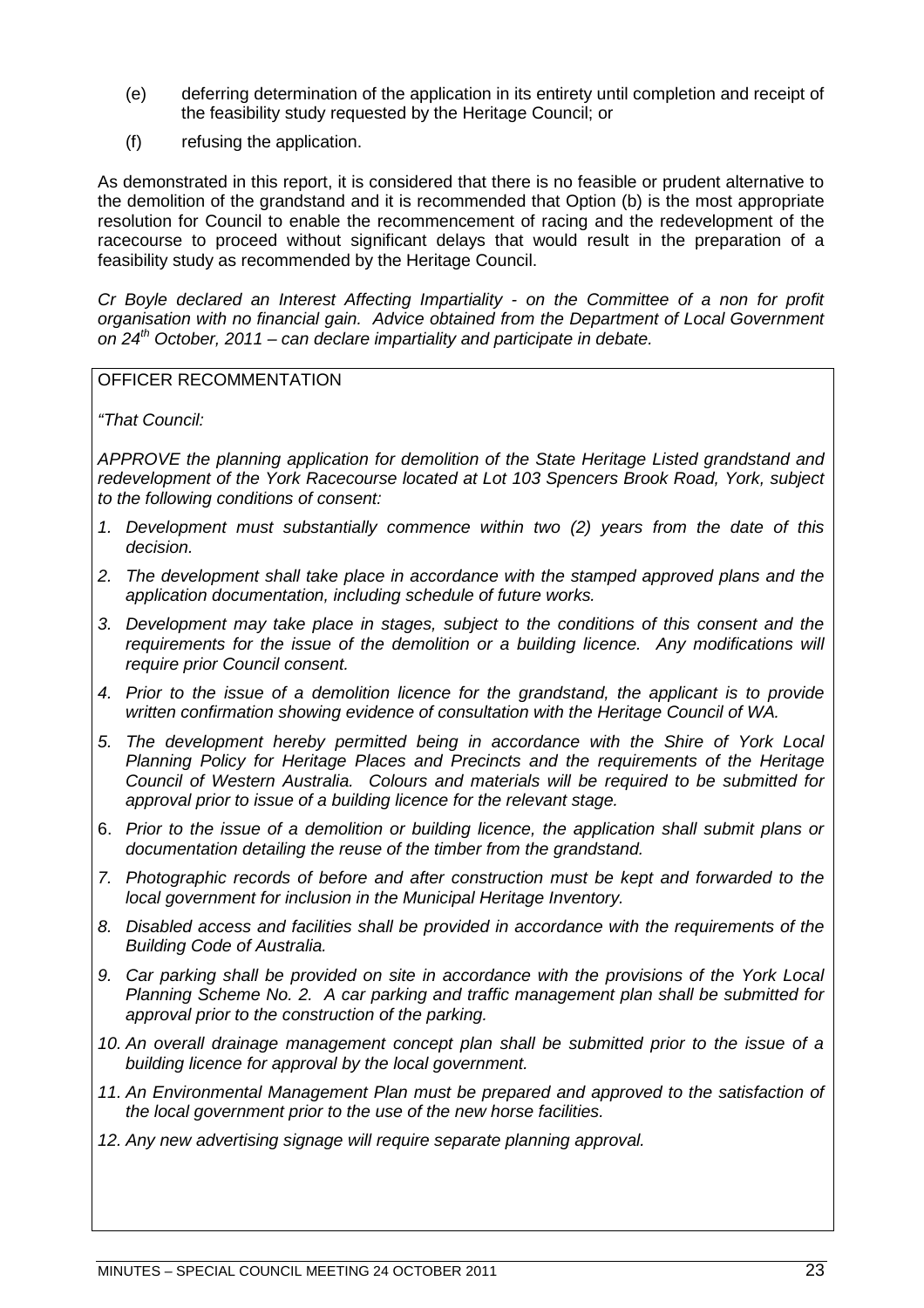(e) deferring determination of the application in its entirety until completion and receipt of the feasibility study requested by the Heritage Council; or

(f) refusing the application.

As demonstrated in this report, it is considered that there is no feasible or prudent alternative to the demolition of the grandstand and it is recommended that Option (b) is the most appropriate resolution for Council to enable the recommencement of racing and the redevelopment of the racecourse to proceed without significant delays that would result in the preparation of a feasibility study as recommended by the Heritage Council.

*Cr Boyle declared an Interest Affecting Impartiality - on the Committee of a non for profit organisation with no financial gain. Advice obtained from the Department of Local Government on 24th October, 2011 – can declare impartiality and participate in debate.*

OFFICER RECOMMENTATION

*"That Council:*

*APPROVE the planning application for demolition of the State Heritage Listed grandstand and redevelopment of the York Racecourse located at Lot 103 Spencers Brook Road, York, subject to the following conditions of consent:*

1. *Development must substantially commence within two (2) years from the date of this decision.*
2. *The development shall take place in accordance with the stamped approved plans and the application documentation, including schedule of future works.*
3. *Development may take place in stages, subject to the conditions of this consent and the requirements for the issue of the demolition or a building licence. Any modifications will require prior Council consent.*
4. *Prior to the issue of a demolition licence for the grandstand, the applicant is to provide written confirmation showing evidence of consultation with the Heritage Council of WA.*
5. *The development hereby permitted being in accordance with the Shire of York Local Planning Policy for Heritage Places and Precincts and the requirements of the Heritage Council of Western Australia. Colours and materials will be required to be submitted for approval prior to issue of a building licence for the relevant stage.*
6. *Prior to the issue of a demolition or building licence, the application shall submit plans or documentation detailing the reuse of the timber from the grandstand.*
7. *Photographic records of before and after construction must be kept and forwarded to the local government for inclusion in the Municipal Heritage Inventory.*
8. *Disabled access and facilities shall be provided in accordance with the requirements of the Building Code of Australia.*
9. *Car parking shall be provided on site in accordance with the provisions of the York Local Planning Scheme No. 2. A car parking and traffic management plan shall be submitted for approval prior to the construction of the parking.*
10. *An overall drainage management concept plan shall be submitted prior to the issue of a building licence for approval by the local government.*
11. *An Environmental Management Plan must be prepared and approved to the satisfaction of the local government prior to the use of the new horse facilities.*
12. *Any new advertising signage will require separate planning approval.*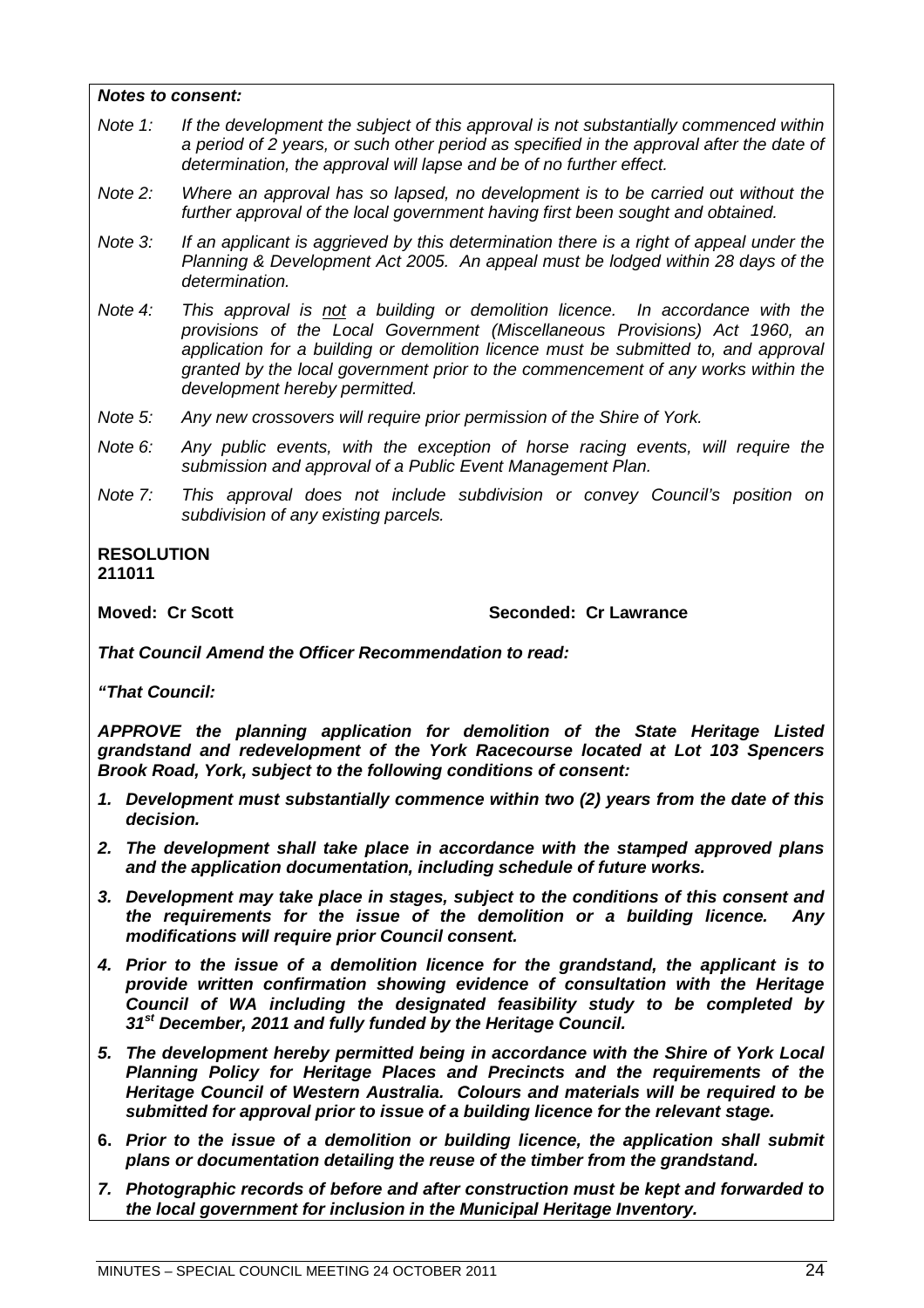***Notes to consent:***

*Note 1: If the development the subject of this approval is not substantially commenced within a period of 2 years, or such other period as specified in the approval after the date of determination, the approval will lapse and be of no further effect.*

*Note 2: Where an approval has so lapsed, no development is to be carried out without the further approval of the local government having first been sought and obtained.*

*Note 3: If an applicant is aggrieved by this determination there is a right of appeal under the Planning & Development Act 2005. An appeal must be lodged within 28 days of the determination.*

*Note 4: This approval is not a building or demolition licence. In accordance with the provisions of the Local Government (Miscellaneous Provisions) Act 1960, an application for a building or demolition licence must be submitted to, and approval granted by the local government prior to the commencement of any works within the development hereby permitted.*

*Note 5: Any new crossovers will require prior permission of the Shire of York.*

*Note 6: Any public events, with the exception of horse racing events, will require the submission and approval of a Public Event Management Plan.*

*Note 7: This approval does not include subdivision or convey Council's position on subdivision of any existing parcels.*

**RESOLUTION**
**211011**

**Moved: Cr Scott** **Seconded: Cr Lawrance**

***That Council Amend the Officer Recommendation to read:***

***"That Council:***

***APPROVE the planning application for demolition of the State Heritage Listed grandstand and redevelopment of the York Racecourse located at Lot 103 Spencers Brook Road, York, subject to the following conditions of consent:***

1. ***Development must substantially commence within two (2) years from the date of this decision.***
2. ***The development shall take place in accordance with the stamped approved plans and the application documentation, including schedule of future works.***
3. ***Development may take place in stages, subject to the conditions of this consent and the requirements for the issue of the demolition or a building licence. Any modifications will require prior Council consent.***
4. ***Prior to the issue of a demolition licence for the grandstand, the applicant is to provide written confirmation showing evidence of consultation with the Heritage Council of WA including the designated feasibility study to be completed by 31st December, 2011 and fully funded by the Heritage Council.***
5. ***The development hereby permitted being in accordance with the Shire of York Local Planning Policy for Heritage Places and Precincts and the requirements of the Heritage Council of Western Australia. Colours and materials will be required to be submitted for approval prior to issue of a building licence for the relevant stage.***
6. ***Prior to the issue of a demolition or building licence, the application shall submit plans or documentation detailing the reuse of the timber from the grandstand.***
7. ***Photographic records of before and after construction must be kept and forwarded to the local government for inclusion in the Municipal Heritage Inventory.***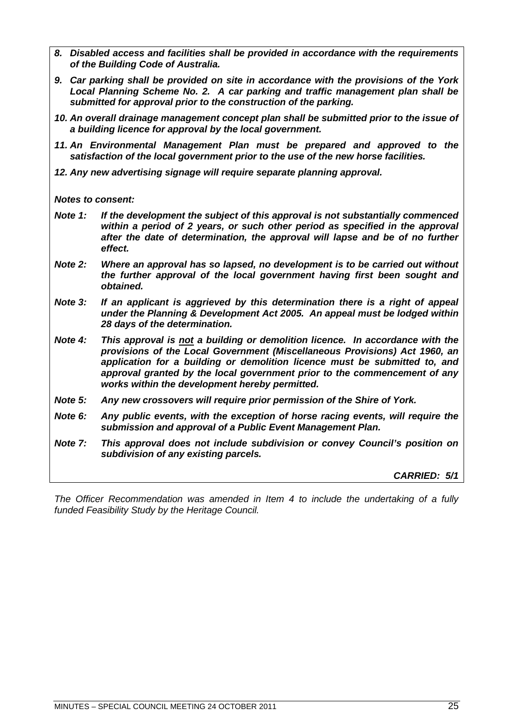***8. Disabled access and facilities shall be provided in accordance with the requirements of the Building Code of Australia.***

***9. Car parking shall be provided on site in accordance with the provisions of the York Local Planning Scheme No. 2. A car parking and traffic management plan shall be submitted for approval prior to the construction of the parking.***

***10. An overall drainage management concept plan shall be submitted prior to the issue of a building licence for approval by the local government.***

***11. An Environmental Management Plan must be prepared and approved to the satisfaction of the local government prior to the use of the new horse facilities.***

***12. Any new advertising signage will require separate planning approval.***

***Notes to consent:***

***Note 1:*** ***If the development the subject of this approval is not substantially commenced within a period of 2 years, or such other period as specified in the approval after the date of determination, the approval will lapse and be of no further effect.***

***Note 2:*** ***Where an approval has so lapsed, no development is to be carried out without the further approval of the local government having first been sought and obtained.***

***Note 3:*** ***If an applicant is aggrieved by this determination there is a right of appeal under the Planning & Development Act 2005. An appeal must be lodged within 28 days of the determination.***

***Note 4:*** ***This approval is <u>not</u> a building or demolition licence. In accordance with the provisions of the Local Government (Miscellaneous Provisions) Act 1960, an application for a building or demolition licence must be submitted to, and approval granted by the local government prior to the commencement of any works within the development hereby permitted.***

***Note 5:*** ***Any new crossovers will require prior permission of the Shire of York.***

***Note 6:*** ***Any public events, with the exception of horse racing events, will require the submission and approval of a Public Event Management Plan.***

***Note 7:*** ***This approval does not include subdivision or convey Council's position on subdivision of any existing parcels.***

***CARRIED: 5/1***

*The Officer Recommendation was amended in Item 4 to include the undertaking of a fully funded Feasibility Study by the Heritage Council.*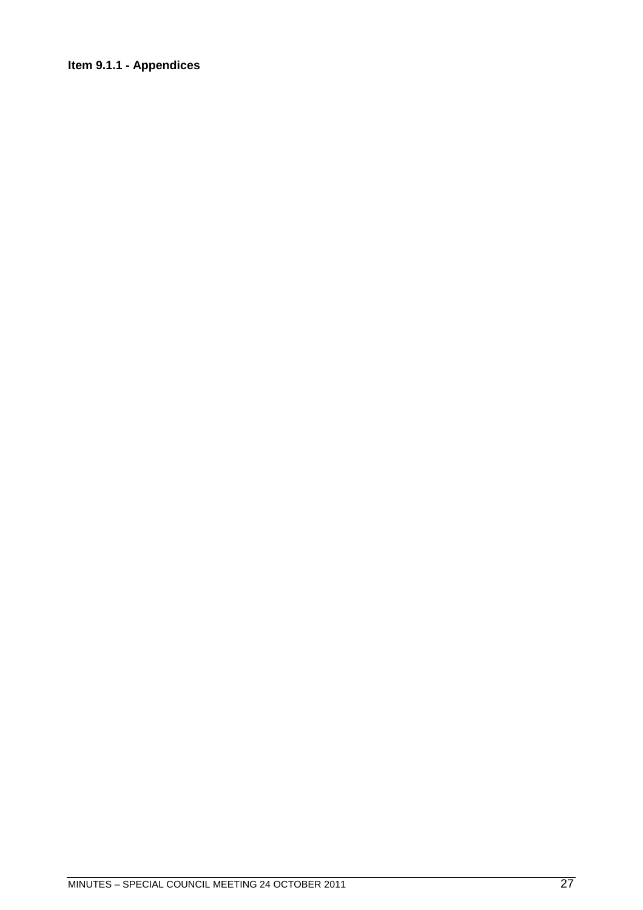**Item 9.1.1 - Appendices**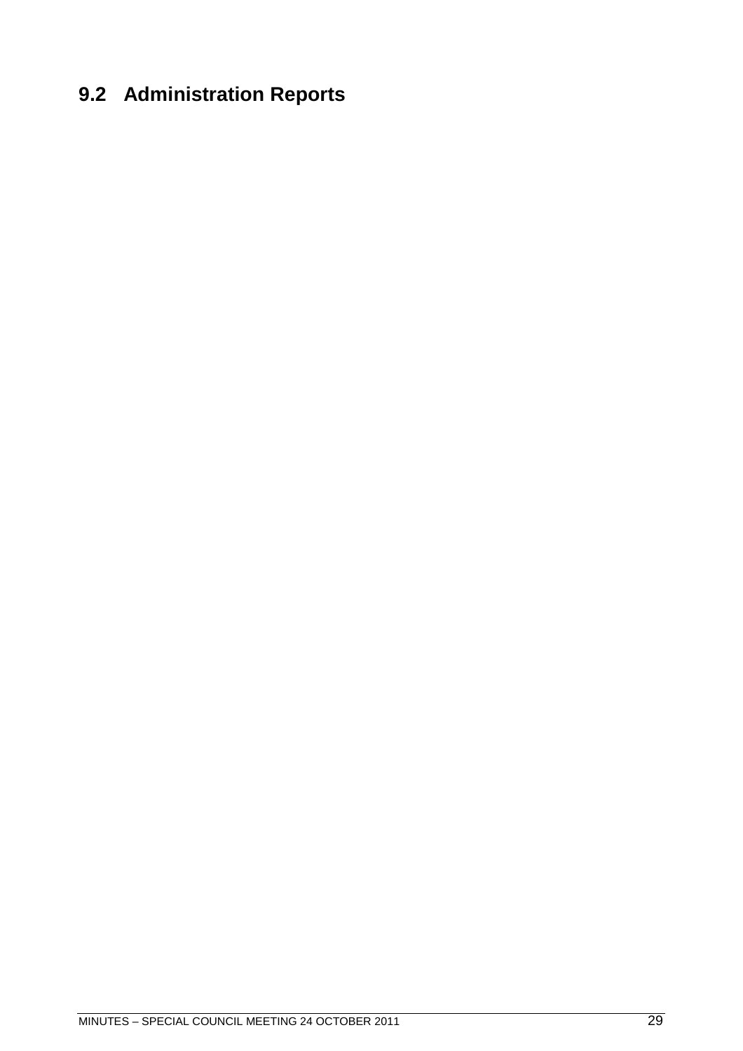## 9.2 Administration Reports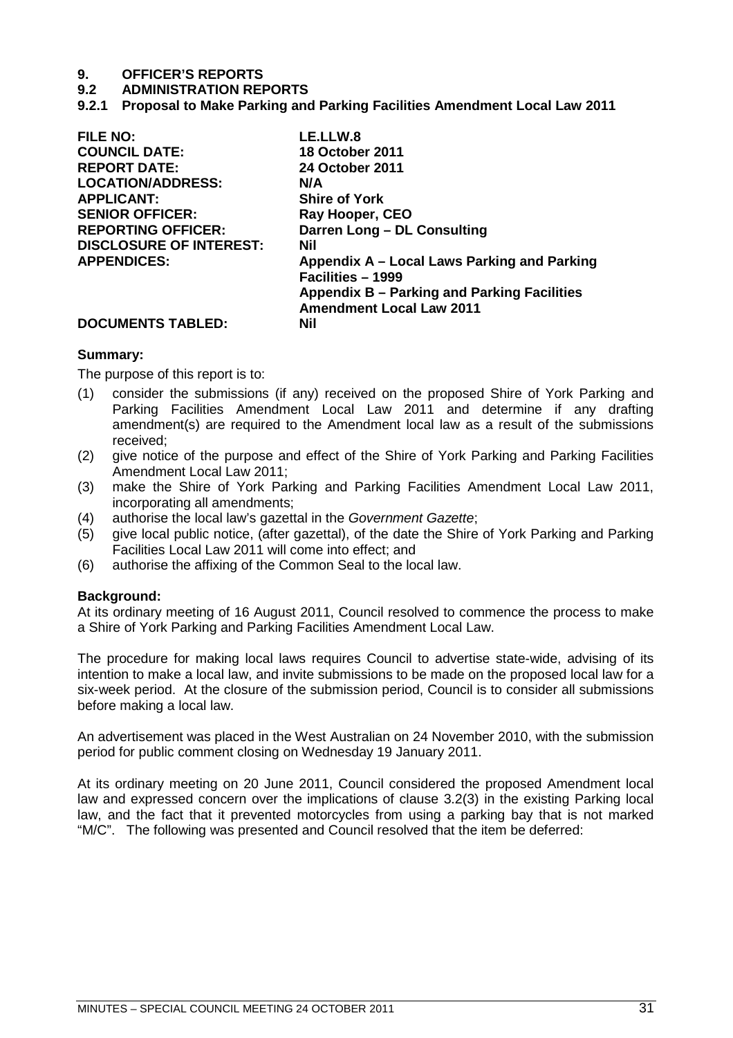# 9. OFFICER'S REPORTS

## 9.2 ADMINISTRATION REPORTS

### 9.2.1 Proposal to Make Parking and Parking Facilities Amendment Local Law 2011

| | |
|---|---|
| **FILE NO:** | **LE.LLW.8** |
| **COUNCIL DATE:** | **18 October 2011** |
| **REPORT DATE:** | **24 October 2011** |
| **LOCATION/ADDRESS:** | **N/A** |
| **APPLICANT:** | **Shire of York** |
| **SENIOR OFFICER:** | **Ray Hooper, CEO** |
| **REPORTING OFFICER:** | **Darren Long – DL Consulting** |
| **DISCLOSURE OF INTEREST:** | **Nil** |
| **APPENDICES:** | **Appendix A – Local Laws Parking and Parking Facilities – 1999**<br>**Appendix B – Parking and Parking Facilities Amendment Local Law 2011** |
| **DOCUMENTS TABLED:** | **Nil** |

**Summary:**

The purpose of this report is to:

(1) consider the submissions (if any) received on the proposed Shire of York Parking and Parking Facilities Amendment Local Law 2011 and determine if any drafting amendment(s) are required to the Amendment local law as a result of the submissions received;
(2) give notice of the purpose and effect of the Shire of York Parking and Parking Facilities Amendment Local Law 2011;
(3) make the Shire of York Parking and Parking Facilities Amendment Local Law 2011, incorporating all amendments;
(4) authorise the local law's gazettal in the *Government Gazette*;
(5) give local public notice, (after gazettal), of the date the Shire of York Parking and Parking Facilities Local Law 2011 will come into effect; and
(6) authorise the affixing of the Common Seal to the local law.

**Background:**

At its ordinary meeting of 16 August 2011, Council resolved to commence the process to make a Shire of York Parking and Parking Facilities Amendment Local Law.

The procedure for making local laws requires Council to advertise state-wide, advising of its intention to make a local law, and invite submissions to be made on the proposed local law for a six-week period. At the closure of the submission period, Council is to consider all submissions before making a local law.

An advertisement was placed in the West Australian on 24 November 2010, with the submission period for public comment closing on Wednesday 19 January 2011.

At its ordinary meeting on 20 June 2011, Council considered the proposed Amendment local law and expressed concern over the implications of clause 3.2(3) in the existing Parking local law, and the fact that it prevented motorcycles from using a parking bay that is not marked "M/C". The following was presented and Council resolved that the item be deferred: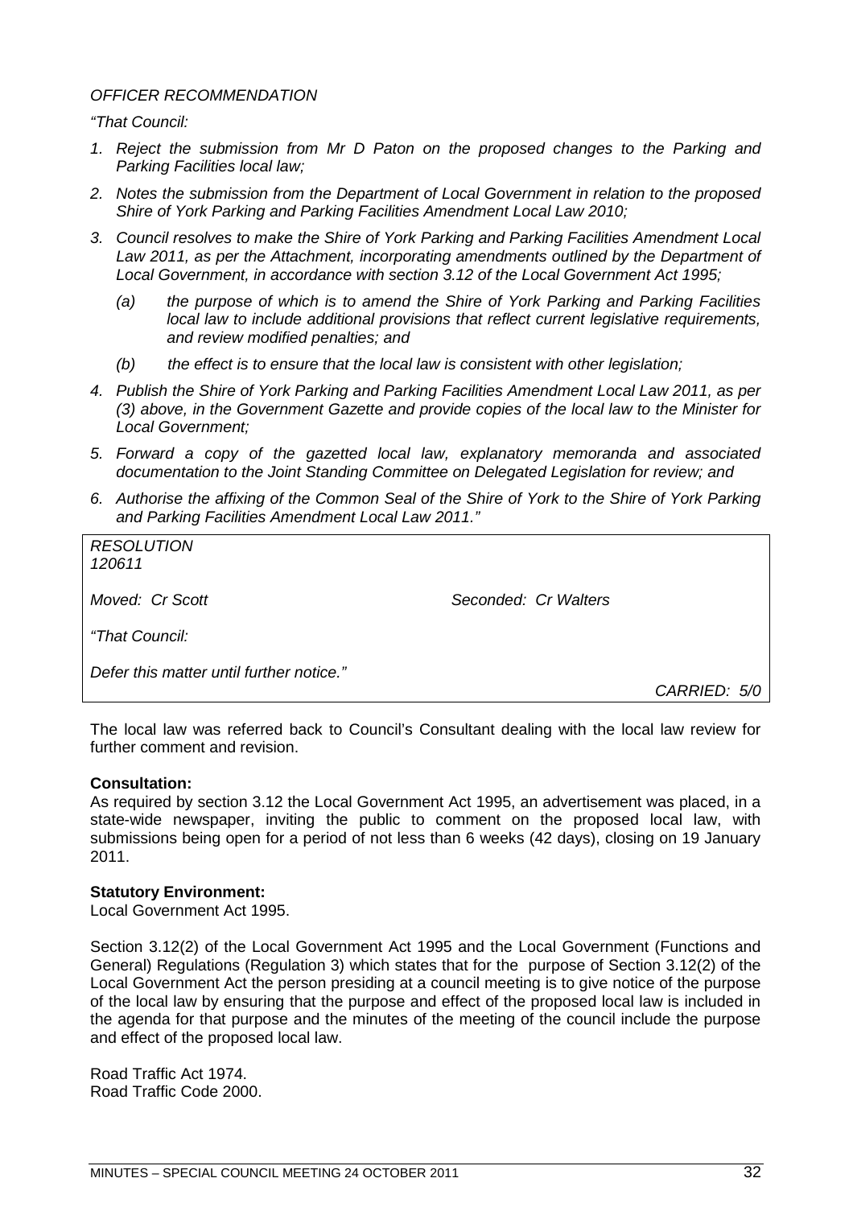*OFFICER RECOMMENDATION*

*"That Council:*

1. *Reject the submission from Mr D Paton on the proposed changes to the Parking and Parking Facilities local law;*
2. *Notes the submission from the Department of Local Government in relation to the proposed Shire of York Parking and Parking Facilities Amendment Local Law 2010;*
3. *Council resolves to make the Shire of York Parking and Parking Facilities Amendment Local Law 2011, as per the Attachment, incorporating amendments outlined by the Department of Local Government, in accordance with section 3.12 of the Local Government Act 1995;*
   - *(a) the purpose of which is to amend the Shire of York Parking and Parking Facilities local law to include additional provisions that reflect current legislative requirements, and review modified penalties; and*
   - *(b) the effect is to ensure that the local law is consistent with other legislation;*
4. *Publish the Shire of York Parking and Parking Facilities Amendment Local Law 2011, as per (3) above, in the Government Gazette and provide copies of the local law to the Minister for Local Government;*
5. *Forward a copy of the gazetted local law, explanatory memoranda and associated documentation to the Joint Standing Committee on Delegated Legislation for review; and*
6. *Authorise the affixing of the Common Seal of the Shire of York to the Shire of York Parking and Parking Facilities Amendment Local Law 2011."*

*RESOLUTION*
*120611*

*Moved: Cr Scott* *Seconded: Cr Walters*

*"That Council:*

*Defer this matter until further notice."*

*CARRIED: 5/0*

The local law was referred back to Council's Consultant dealing with the local law review for further comment and revision.

**Consultation:**
As required by section 3.12 the Local Government Act 1995, an advertisement was placed, in a state-wide newspaper, inviting the public to comment on the proposed local law, with submissions being open for a period of not less than 6 weeks (42 days), closing on 19 January 2011.

**Statutory Environment:**
Local Government Act 1995.

Section 3.12(2) of the Local Government Act 1995 and the Local Government (Functions and General) Regulations (Regulation 3) which states that for the purpose of Section 3.12(2) of the Local Government Act the person presiding at a council meeting is to give notice of the purpose of the local law by ensuring that the purpose and effect of the proposed local law is included in the agenda for that purpose and the minutes of the meeting of the council include the purpose and effect of the proposed local law.

Road Traffic Act 1974.
Road Traffic Code 2000.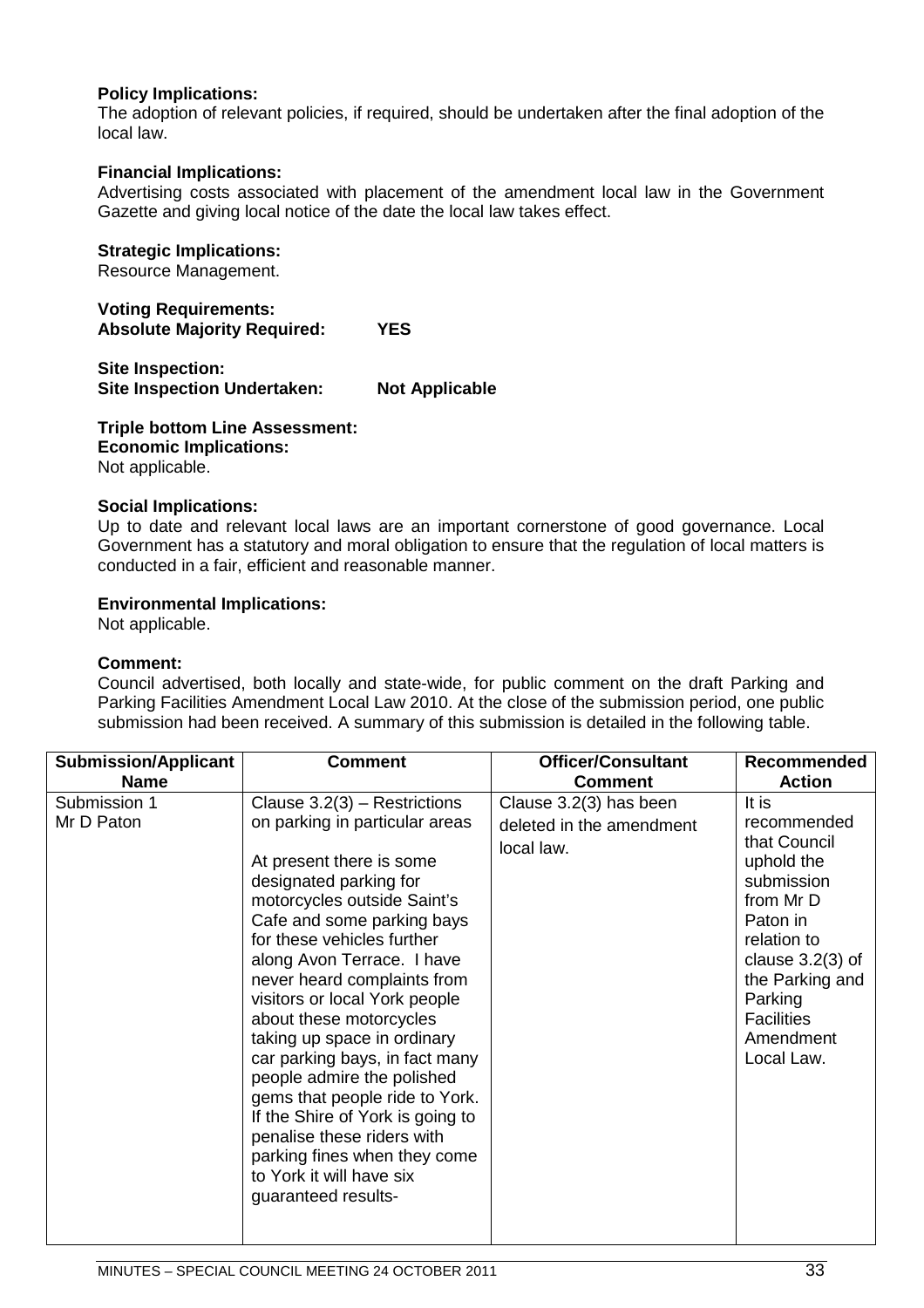**Policy Implications:**
The adoption of relevant policies, if required, should be undertaken after the final adoption of the local law.

**Financial Implications:**
Advertising costs associated with placement of the amendment local law in the Government Gazette and giving local notice of the date the local law takes effect.

**Strategic Implications:**
Resource Management.

**Voting Requirements:**
**Absolute Majority Required: YES**

**Site Inspection:**
**Site Inspection Undertaken: Not Applicable**

**Triple bottom Line Assessment:**
**Economic Implications:**
Not applicable.

**Social Implications:**
Up to date and relevant local laws are an important cornerstone of good governance. Local Government has a statutory and moral obligation to ensure that the regulation of local matters is conducted in a fair, efficient and reasonable manner.

**Environmental Implications:**
Not applicable.

**Comment:**
Council advertised, both locally and state-wide, for public comment on the draft Parking and Parking Facilities Amendment Local Law 2010. At the close of the submission period, one public submission had been received. A summary of this submission is detailed in the following table.

| Submission/Applicant Name | Comment | Officer/Consultant Comment | Recommended Action |
|---|---|---|---|
| Submission 1<br>Mr D Paton | Clause 3.2(3) – Restrictions on parking in particular areas<br><br>At present there is some designated parking for motorcycles outside Saint's Cafe and some parking bays for these vehicles further along Avon Terrace. I have never heard complaints from visitors or local York people about these motorcycles taking up space in ordinary car parking bays, in fact many people admire the polished gems that people ride to York. If the Shire of York is going to penalise these riders with parking fines when they come to York it will have six guaranteed results- | Clause 3.2(3) has been deleted in the amendment local law. | It is recommended that Council uphold the submission from Mr D Paton in relation to clause 3.2(3) of the Parking and Parking Facilities Amendment Local Law. |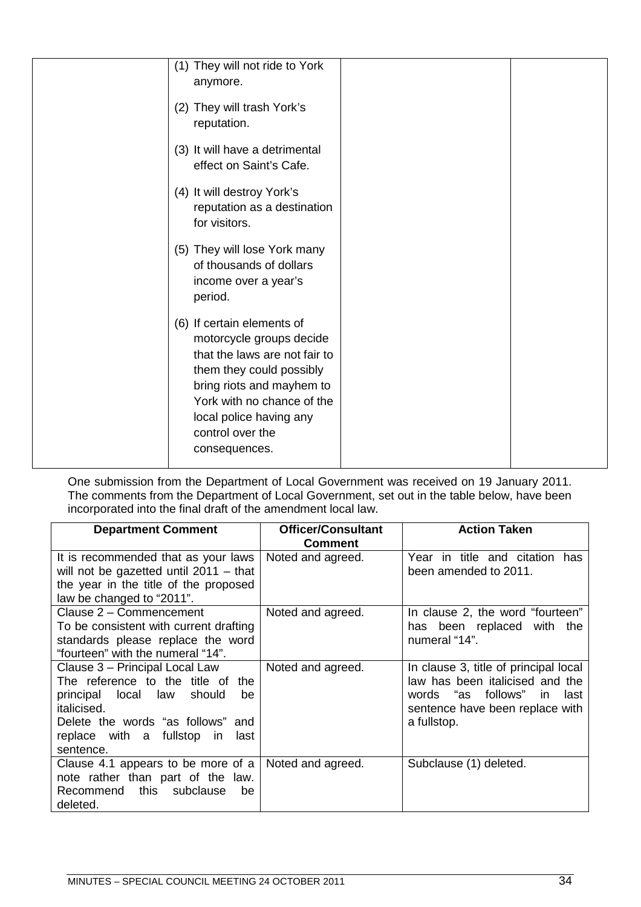| | | | |
|---|---|---|---|
| | (1) They will not ride to York anymore.<br><br>(2) They will trash York's reputation.<br><br>(3) It will have a detrimental effect on Saint's Cafe.<br><br>(4) It will destroy York's reputation as a destination for visitors.<br><br>(5) They will lose York many of thousands of dollars income over a year's period.<br><br>(6) If certain elements of motorcycle groups decide that the laws are not fair to them they could possibly bring riots and mayhem to York with no chance of the local police having any control over the consequences. | | |

One submission from the Department of Local Government was received on 19 January 2011. The comments from the Department of Local Government, set out in the table below, have been incorporated into the final draft of the amendment local law.

| Department Comment | Officer/Consultant Comment | Action Taken |
|---|---|---|
| It is recommended that as your laws will not be gazetted until 2011 – that the year in the title of the proposed law be changed to "2011". | Noted and agreed. | Year in title and citation has been amended to 2011. |
| Clause 2 – Commencement<br>To be consistent with current drafting standards please replace the word "fourteen" with the numeral "14". | Noted and agreed. | In clause 2, the word "fourteen" has been replaced with the numeral "14". |
| Clause 3 – Principal Local Law<br>The reference to the title of the principal local law should be italicised.<br>Delete the words "as follows" and replace with a fullstop in last sentence. | Noted and agreed. | In clause 3, title of principal local law has been italicised and the words "as follows" in last sentence have been replace with a fullstop. |
| Clause 4.1 appears to be more of a note rather than part of the law. Recommend this subclause be deleted. | Noted and agreed. | Subclause (1) deleted. |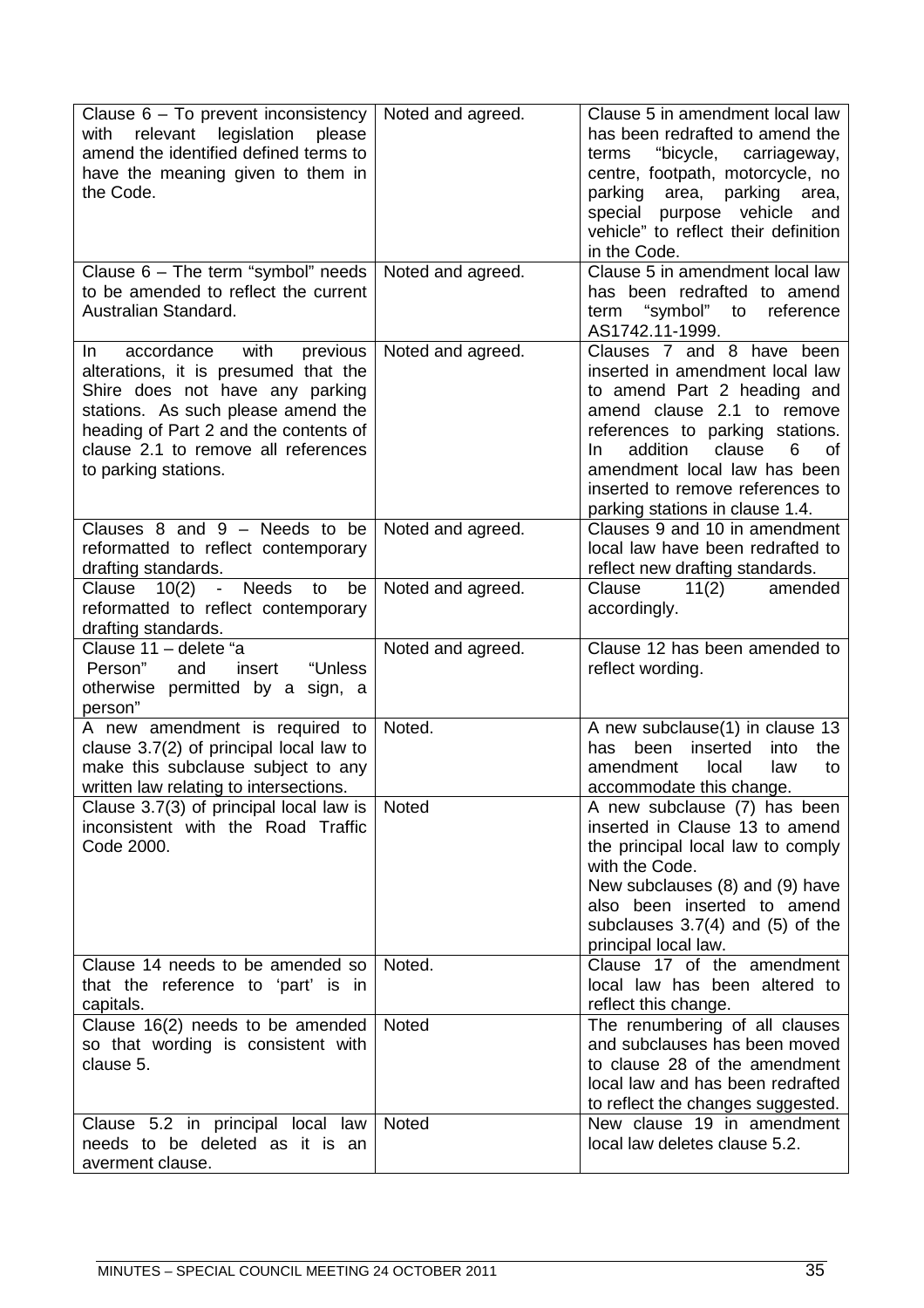| | | |
|---|---|---|
| Clause 6 – To prevent inconsistency with relevant legislation please amend the identified defined terms to have the meaning given to them in the Code. | Noted and agreed. | Clause 5 in amendment local law has been redrafted to amend the terms "bicycle, carriageway, centre, footpath, motorcycle, no parking area, parking area, special purpose vehicle and vehicle" to reflect their definition in the Code. |
| Clause 6 – The term "symbol" needs to be amended to reflect the current Australian Standard. | Noted and agreed. | Clause 5 in amendment local law has been redrafted to amend term "symbol" to reference AS1742.11-1999. |
| In accordance with previous alterations, it is presumed that the Shire does not have any parking stations. As such please amend the heading of Part 2 and the contents of clause 2.1 to remove all references to parking stations. | Noted and agreed. | Clauses 7 and 8 have been inserted in amendment local law to amend Part 2 heading and amend clause 2.1 to remove references to parking stations. In addition clause 6 of amendment local law has been inserted to remove references to parking stations in clause 1.4. |
| Clauses 8 and 9 – Needs to be reformatted to reflect contemporary drafting standards. | Noted and agreed. | Clauses 9 and 10 in amendment local law have been redrafted to reflect new drafting standards. |
| Clause 10(2) - Needs to be reformatted to reflect contemporary drafting standards. | Noted and agreed. | Clause 11(2) amended accordingly. |
| Clause 11 – delete "a Person" and insert "Unless otherwise permitted by a sign, a person" | Noted and agreed. | Clause 12 has been amended to reflect wording. |
| A new amendment is required to clause 3.7(2) of principal local law to make this subclause subject to any written law relating to intersections. | Noted. | A new subclause(1) in clause 13 has been inserted into the amendment local law to accommodate this change. |
| Clause 3.7(3) of principal local law is inconsistent with the Road Traffic Code 2000. | Noted | A new subclause (7) has been inserted in Clause 13 to amend the principal local law to comply with the Code.<br>New subclauses (8) and (9) have also been inserted to amend subclauses 3.7(4) and (5) of the principal local law. |
| Clause 14 needs to be amended so that the reference to 'part' is in capitals. | Noted. | Clause 17 of the amendment local law has been altered to reflect this change. |
| Clause 16(2) needs to be amended so that wording is consistent with clause 5. | Noted | The renumbering of all clauses and subclauses has been moved to clause 28 of the amendment local law and has been redrafted to reflect the changes suggested. |
| Clause 5.2 in principal local law needs to be deleted as it is an averment clause. | Noted | New clause 19 in amendment local law deletes clause 5.2. |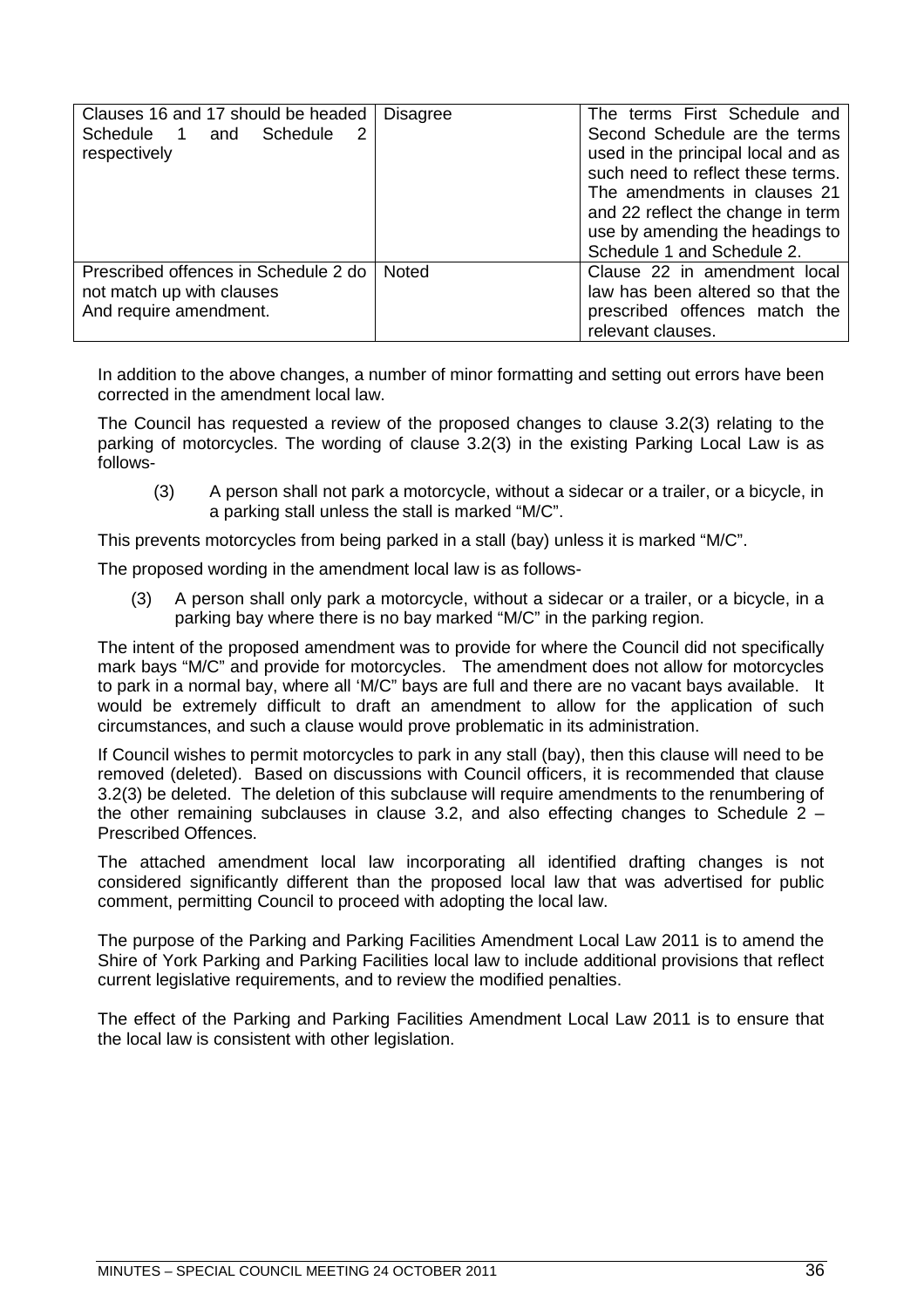| Clauses 16 and 17 should be headed Schedule 1 and Schedule 2 respectively | Disagree | The terms First Schedule and Second Schedule are the terms used in the principal local and as such need to reflect these terms. The amendments in clauses 21 and 22 reflect the change in term use by amending the headings to Schedule 1 and Schedule 2. |
|---|---|---|
| Prescribed offences in Schedule 2 do not match up with clauses And require amendment. | Noted | Clause 22 in amendment local law has been altered so that the prescribed offences match the relevant clauses. |

In addition to the above changes, a number of minor formatting and setting out errors have been corrected in the amendment local law.

The Council has requested a review of the proposed changes to clause 3.2(3) relating to the parking of motorcycles. The wording of clause 3.2(3) in the existing Parking Local Law is as follows-

> (3) A person shall not park a motorcycle, without a sidecar or a trailer, or a bicycle, in a parking stall unless the stall is marked "M/C".

This prevents motorcycles from being parked in a stall (bay) unless it is marked "M/C".

The proposed wording in the amendment local law is as follows-

> (3) A person shall only park a motorcycle, without a sidecar or a trailer, or a bicycle, in a parking bay where there is no bay marked "M/C" in the parking region.

The intent of the proposed amendment was to provide for where the Council did not specifically mark bays "M/C" and provide for motorcycles. The amendment does not allow for motorcycles to park in a normal bay, where all 'M/C" bays are full and there are no vacant bays available. It would be extremely difficult to draft an amendment to allow for the application of such circumstances, and such a clause would prove problematic in its administration.

If Council wishes to permit motorcycles to park in any stall (bay), then this clause will need to be removed (deleted). Based on discussions with Council officers, it is recommended that clause 3.2(3) be deleted. The deletion of this subclause will require amendments to the renumbering of the other remaining subclauses in clause 3.2, and also effecting changes to Schedule 2 – Prescribed Offences.

The attached amendment local law incorporating all identified drafting changes is not considered significantly different than the proposed local law that was advertised for public comment, permitting Council to proceed with adopting the local law.

The purpose of the Parking and Parking Facilities Amendment Local Law 2011 is to amend the Shire of York Parking and Parking Facilities local law to include additional provisions that reflect current legislative requirements, and to review the modified penalties.

The effect of the Parking and Parking Facilities Amendment Local Law 2011 is to ensure that the local law is consistent with other legislation.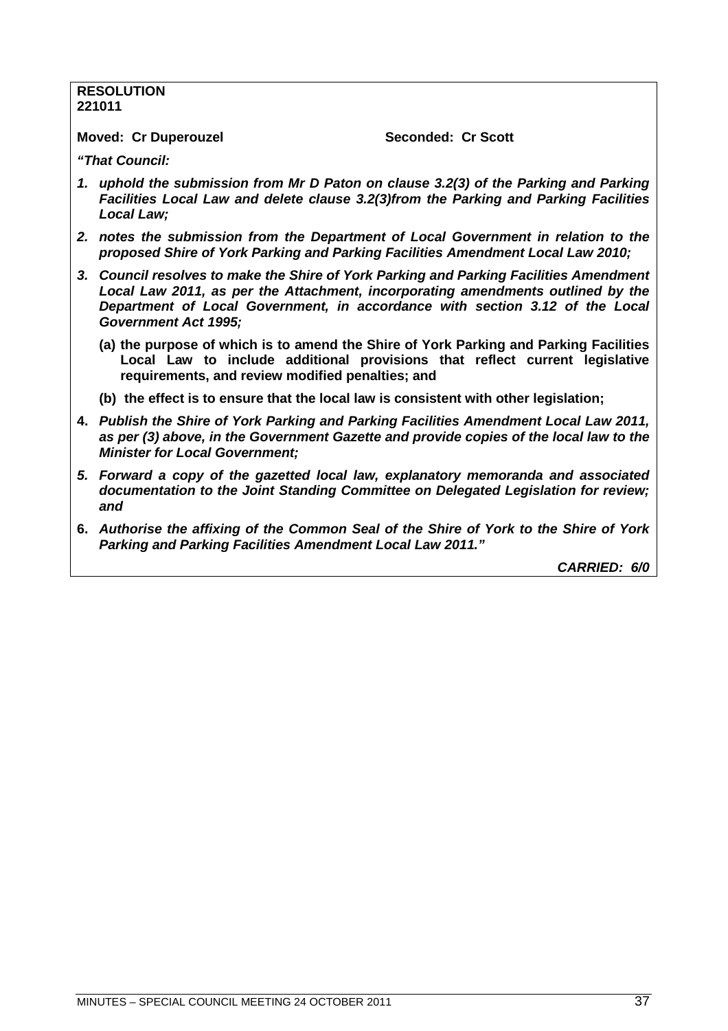**RESOLUTION**
**221011**

**Moved: Cr Duperouzel** **Seconded: Cr Scott**

***"That Council:***

1. ***uphold the submission from Mr D Paton on clause 3.2(3) of the Parking and Parking Facilities Local Law and delete clause 3.2(3)from the Parking and Parking Facilities Local Law;***
2. ***notes the submission from the Department of Local Government in relation to the proposed Shire of York Parking and Parking Facilities Amendment Local Law 2010;***
3. ***Council resolves to make the Shire of York Parking and Parking Facilities Amendment Local Law 2011, as per the Attachment, incorporating amendments outlined by the Department of Local Government, in accordance with section 3.12 of the Local Government Act 1995;***
   **(a) the purpose of which is to amend the Shire of York Parking and Parking Facilities Local Law to include additional provisions that reflect current legislative requirements, and review modified penalties; and**
   **(b) the effect is to ensure that the local law is consistent with other legislation;**
4. ***Publish the Shire of York Parking and Parking Facilities Amendment Local Law 2011, as per (3) above, in the Government Gazette and provide copies of the local law to the Minister for Local Government;***
5. ***Forward a copy of the gazetted local law, explanatory memoranda and associated documentation to the Joint Standing Committee on Delegated Legislation for review; and***
6. ***Authorise the affixing of the Common Seal of the Shire of York to the Shire of York Parking and Parking Facilities Amendment Local Law 2011."***

***CARRIED: 6/0***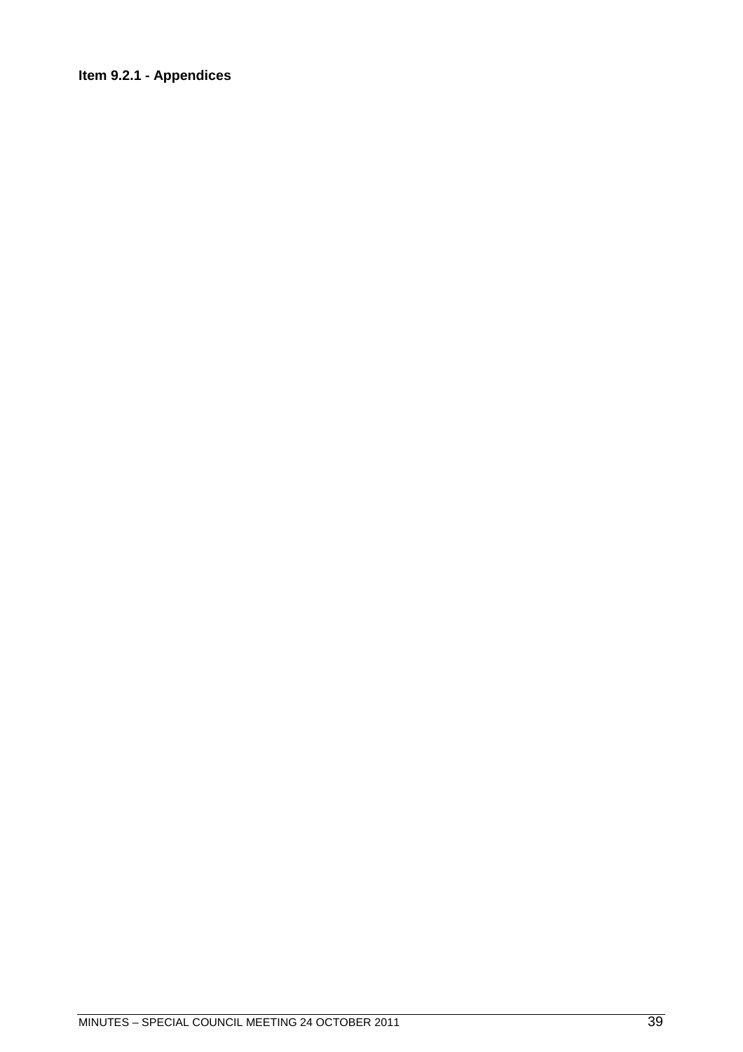**Item 9.2.1 - Appendices**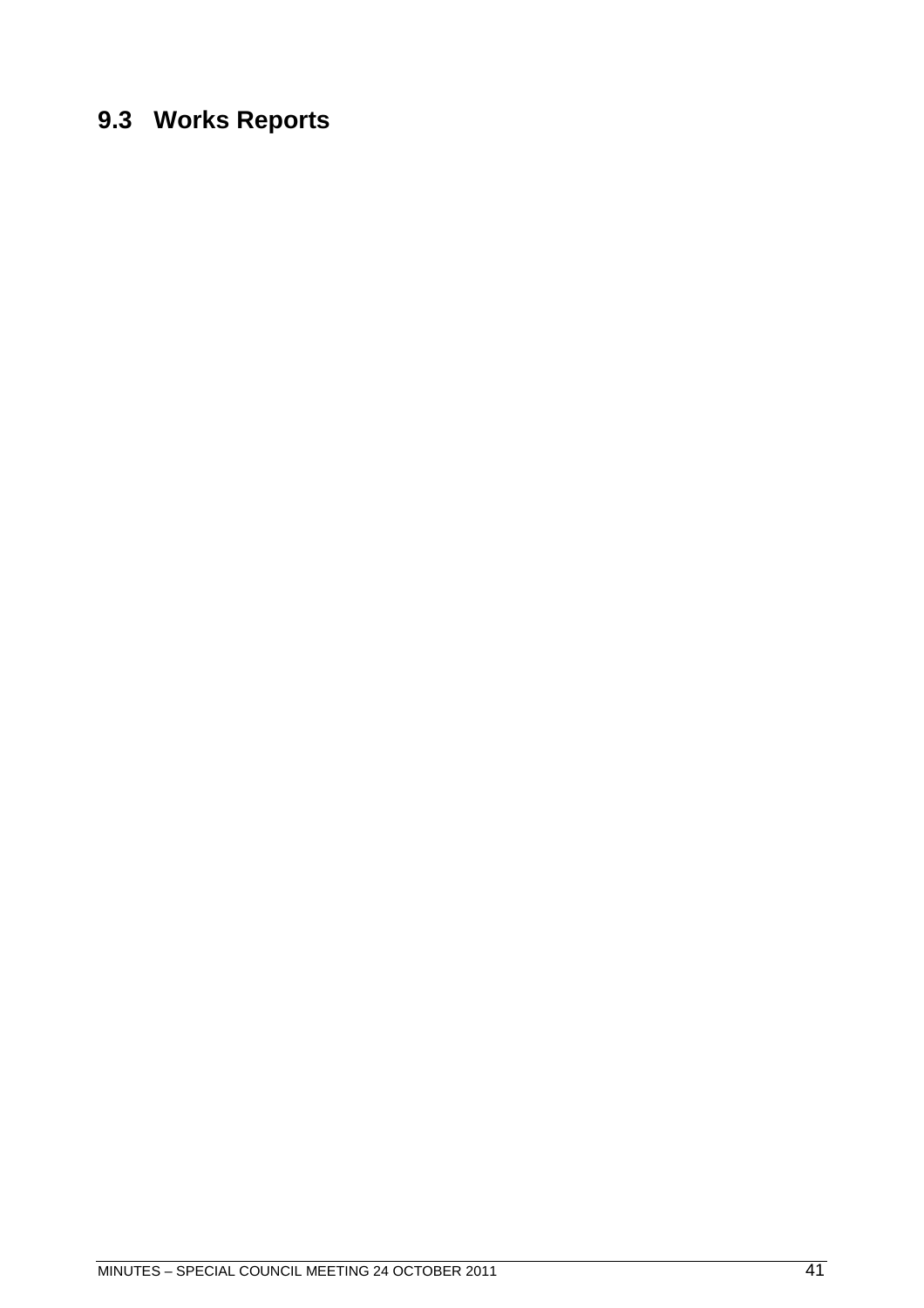## 9.3 Works Reports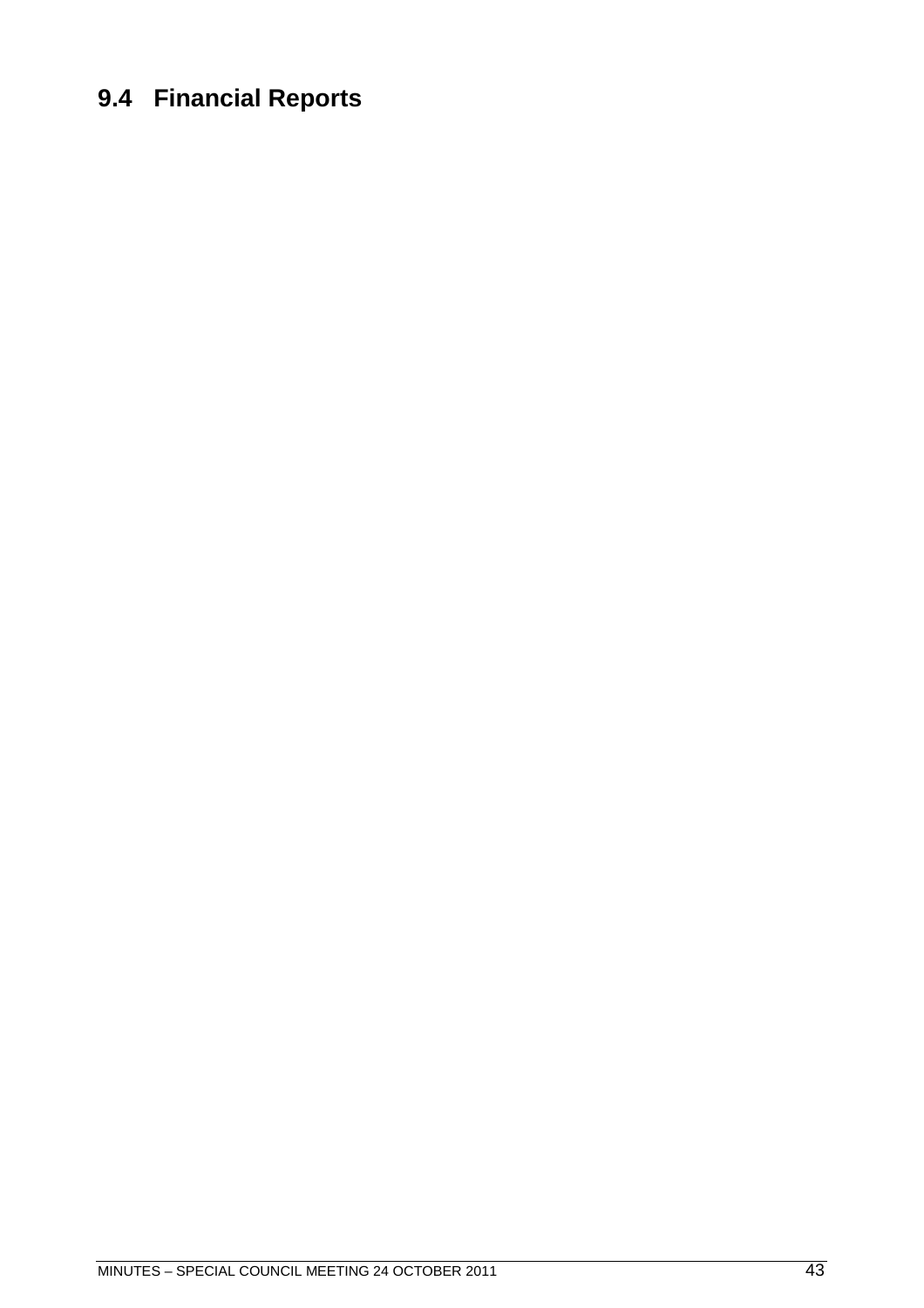## 9.4 Financial Reports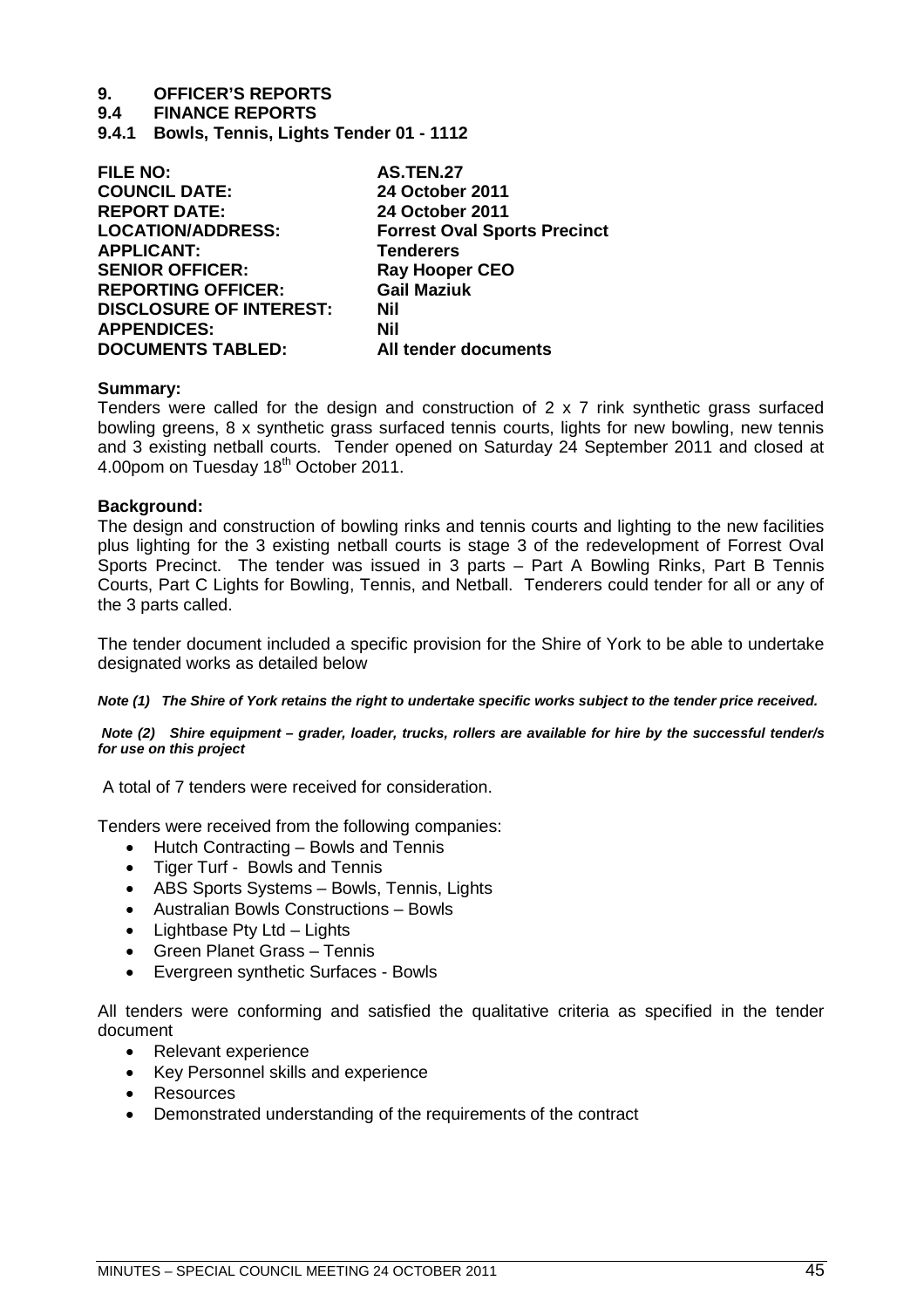# 9. OFFICER'S REPORTS

## 9.4 FINANCE REPORTS

### 9.4.1 Bowls, Tennis, Lights Tender 01 - 1112

| | |
|---|---|
| **FILE NO:** | **AS.TEN.27** |
| **COUNCIL DATE:** | **24 October 2011** |
| **REPORT DATE:** | **24 October 2011** |
| **LOCATION/ADDRESS:** | **Forrest Oval Sports Precinct** |
| **APPLICANT:** | **Tenderers** |
| **SENIOR OFFICER:** | **Ray Hooper CEO** |
| **REPORTING OFFICER:** | **Gail Maziuk** |
| **DISCLOSURE OF INTEREST:** | **Nil** |
| **APPENDICES:** | **Nil** |
| **DOCUMENTS TABLED:** | **All tender documents** |

**Summary:**

Tenders were called for the design and construction of 2 x 7 rink synthetic grass surfaced bowling greens, 8 x synthetic grass surfaced tennis courts, lights for new bowling, new tennis and 3 existing netball courts. Tender opened on Saturday 24 September 2011 and closed at 4.00pom on Tuesday 18th October 2011.

**Background:**

The design and construction of bowling rinks and tennis courts and lighting to the new facilities plus lighting for the 3 existing netball courts is stage 3 of the redevelopment of Forrest Oval Sports Precinct. The tender was issued in 3 parts – Part A Bowling Rinks, Part B Tennis Courts, Part C Lights for Bowling, Tennis, and Netball. Tenderers could tender for all or any of the 3 parts called.

The tender document included a specific provision for the Shire of York to be able to undertake designated works as detailed below

***Note (1) The Shire of York retains the right to undertake specific works subject to the tender price received.***

***Note (2) Shire equipment – grader, loader, trucks, rollers are available for hire by the successful tender/s for use on this project***

A total of 7 tenders were received for consideration.

Tenders were received from the following companies:

- Hutch Contracting – Bowls and Tennis
- Tiger Turf - Bowls and Tennis
- ABS Sports Systems – Bowls, Tennis, Lights
- Australian Bowls Constructions – Bowls
- Lightbase Pty Ltd – Lights
- Green Planet Grass – Tennis
- Evergreen synthetic Surfaces - Bowls

All tenders were conforming and satisfied the qualitative criteria as specified in the tender document

- Relevant experience
- Key Personnel skills and experience
- Resources
- Demonstrated understanding of the requirements of the contract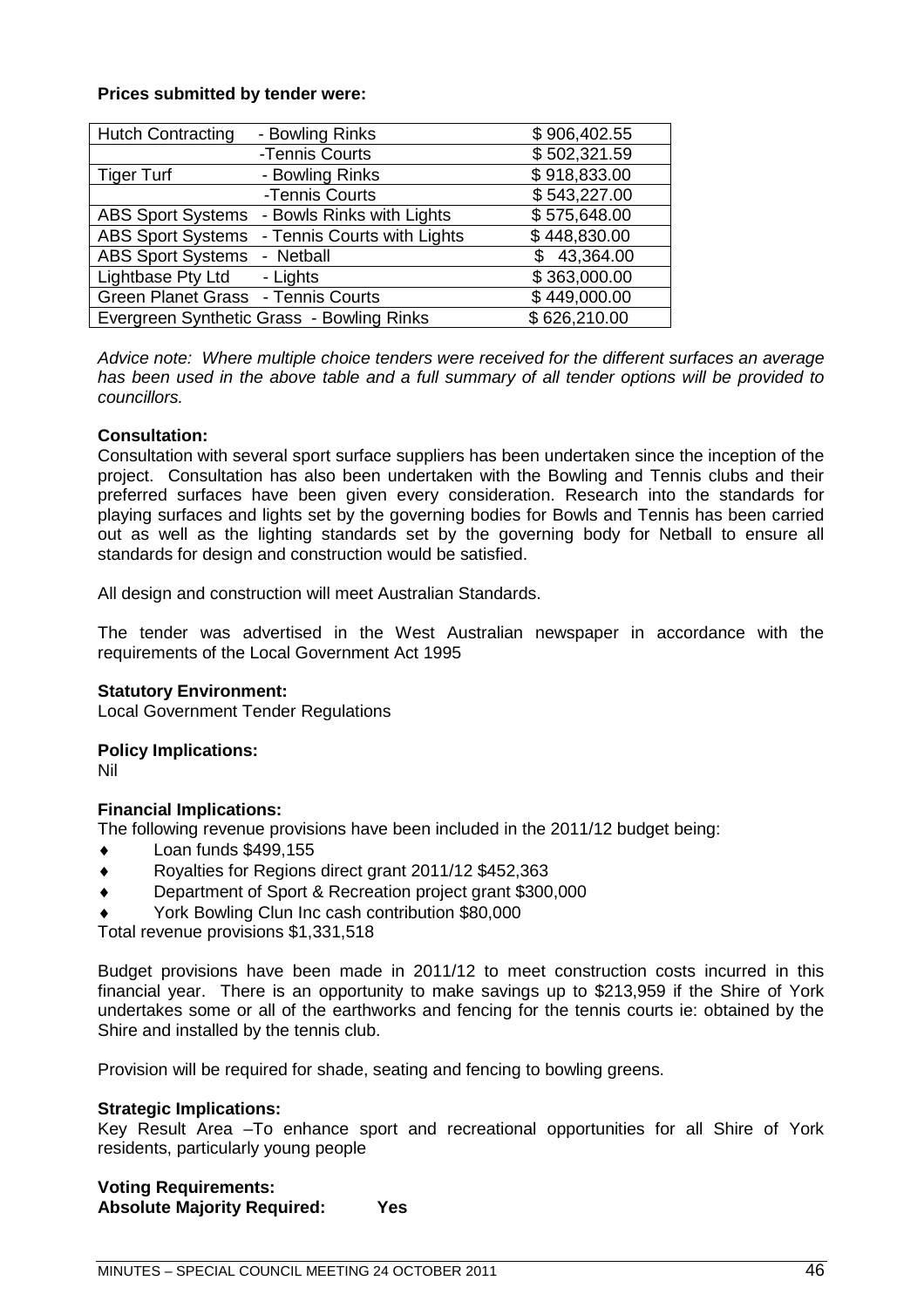**Prices submitted by tender were:**

| | | |
|---|---|---|
| Hutch Contracting | - Bowling Rinks | $ 906,402.55 |
| | -Tennis Courts | $ 502,321.59 |
| Tiger Turf | - Bowling Rinks | $ 918,833.00 |
| | -Tennis Courts | $ 543,227.00 |
| ABS Sport Systems | - Bowls Rinks with Lights | $ 575,648.00 |
| ABS Sport Systems | - Tennis Courts with Lights | $ 448,830.00 |
| ABS Sport Systems | - Netball | $ 43,364.00 |
| Lightbase Pty Ltd | - Lights | $ 363,000.00 |
| Green Planet Grass | - Tennis Courts | $ 449,000.00 |
| Evergreen Synthetic Grass | - Bowling Rinks | $ 626,210.00 |

*Advice note: Where multiple choice tenders were received for the different surfaces an average has been used in the above table and a full summary of all tender options will be provided to councillors.*

**Consultation:**
Consultation with several sport surface suppliers has been undertaken since the inception of the project. Consultation has also been undertaken with the Bowling and Tennis clubs and their preferred surfaces have been given every consideration. Research into the standards for playing surfaces and lights set by the governing bodies for Bowls and Tennis has been carried out as well as the lighting standards set by the governing body for Netball to ensure all standards for design and construction would be satisfied.

All design and construction will meet Australian Standards.

The tender was advertised in the West Australian newspaper in accordance with the requirements of the Local Government Act 1995

**Statutory Environment:**
Local Government Tender Regulations

**Policy Implications:**
Nil

**Financial Implications:**
The following revenue provisions have been included in the 2011/12 budget being:

- Loan funds $499,155
- Royalties for Regions direct grant 2011/12 $452,363
- Department of Sport & Recreation project grant $300,000
- York Bowling Clun Inc cash contribution $80,000

Total revenue provisions $1,331,518

Budget provisions have been made in 2011/12 to meet construction costs incurred in this financial year. There is an opportunity to make savings up to $213,959 if the Shire of York undertakes some or all of the earthworks and fencing for the tennis courts ie: obtained by the Shire and installed by the tennis club.

Provision will be required for shade, seating and fencing to bowling greens.

**Strategic Implications:**
Key Result Area –To enhance sport and recreational opportunities for all Shire of York residents, particularly young people

**Voting Requirements:**
**Absolute Majority Required: Yes**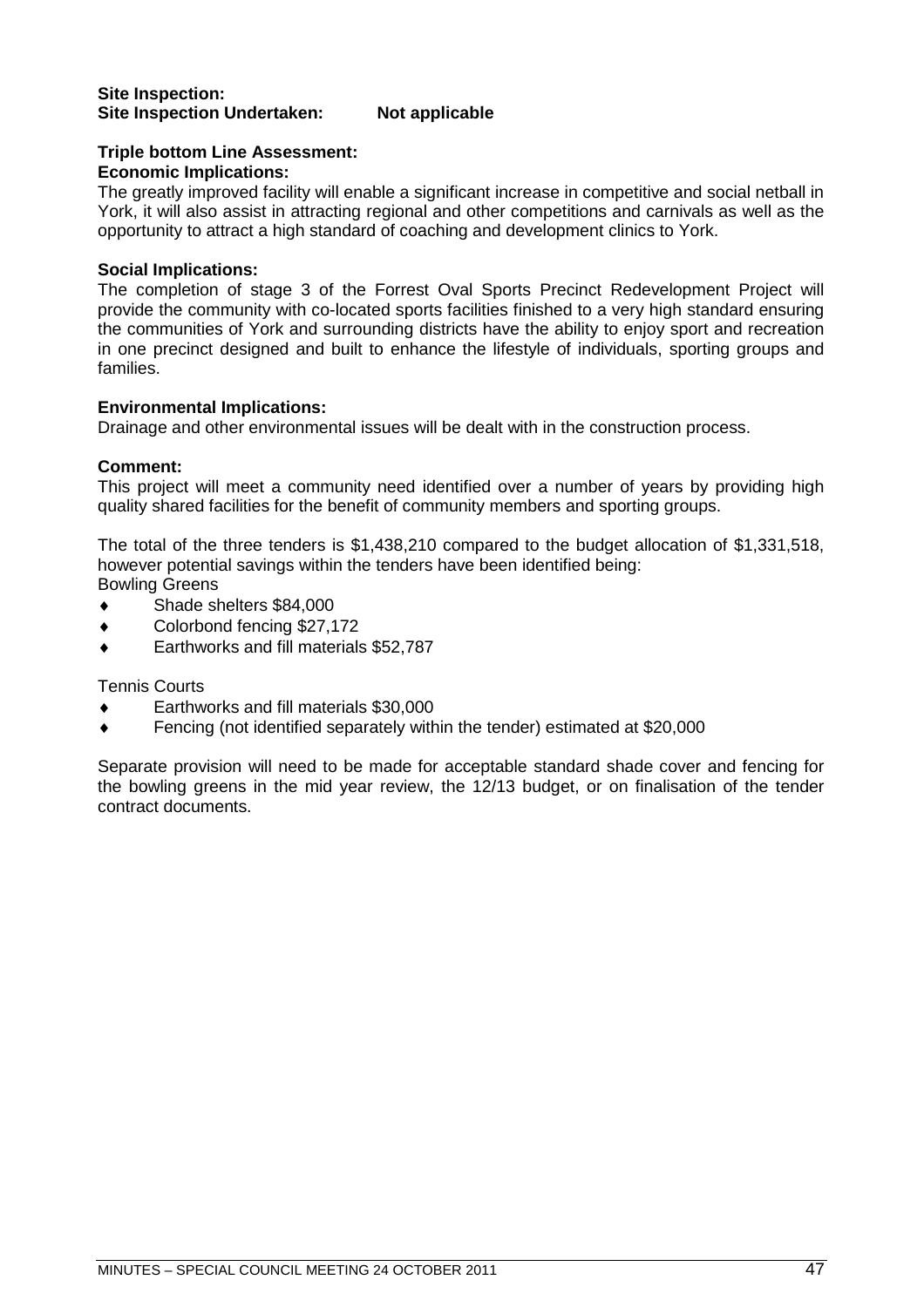**Site Inspection:**
**Site Inspection Undertaken: Not applicable**

**Triple bottom Line Assessment:**
**Economic Implications:**
The greatly improved facility will enable a significant increase in competitive and social netball in York, it will also assist in attracting regional and other competitions and carnivals as well as the opportunity to attract a high standard of coaching and development clinics to York.

**Social Implications:**
The completion of stage 3 of the Forrest Oval Sports Precinct Redevelopment Project will provide the community with co-located sports facilities finished to a very high standard ensuring the communities of York and surrounding districts have the ability to enjoy sport and recreation in one precinct designed and built to enhance the lifestyle of individuals, sporting groups and families.

**Environmental Implications:**
Drainage and other environmental issues will be dealt with in the construction process.

**Comment:**
This project will meet a community need identified over a number of years by providing high quality shared facilities for the benefit of community members and sporting groups.

The total of the three tenders is $1,438,210 compared to the budget allocation of $1,331,518, however potential savings within the tenders have been identified being:
Bowling Greens

- Shade shelters $84,000
- Colorbond fencing $27,172
- Earthworks and fill materials $52,787

Tennis Courts

- Earthworks and fill materials $30,000
- Fencing (not identified separately within the tender) estimated at $20,000

Separate provision will need to be made for acceptable standard shade cover and fencing for the bowling greens in the mid year review, the 12/13 budget, or on finalisation of the tender contract documents.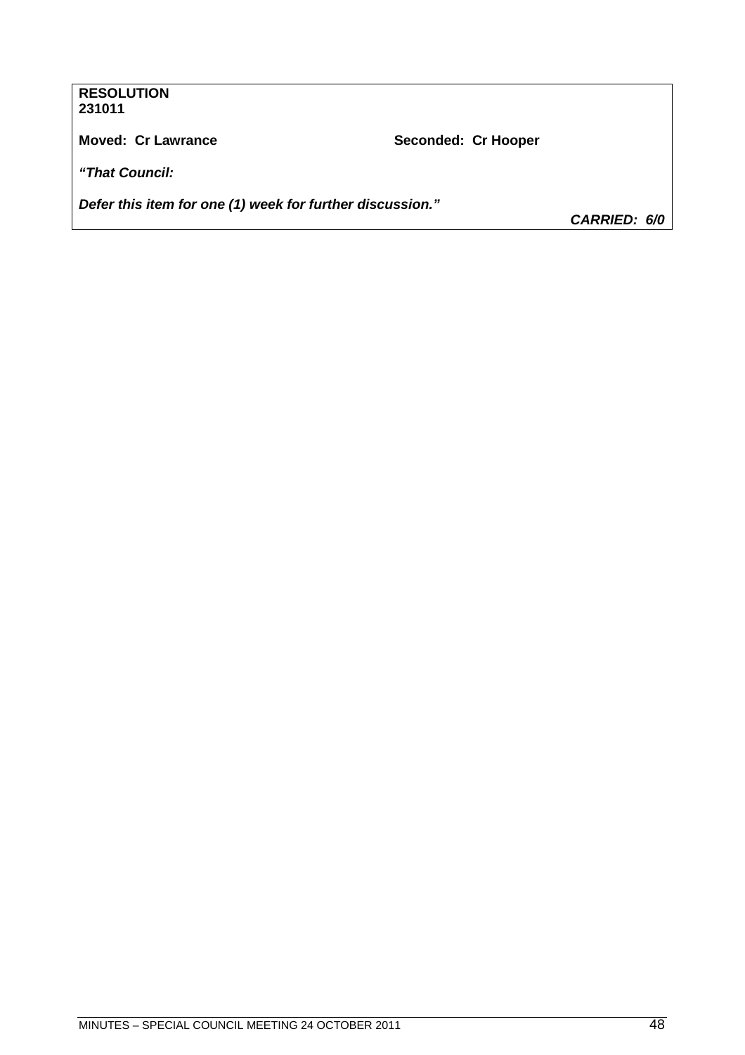**RESOLUTION**
**231011**

**Moved: Cr Lawrance** **Seconded: Cr Hooper**

***"That Council:***

***Defer this item for one (1) week for further discussion."***

***CARRIED: 6/0***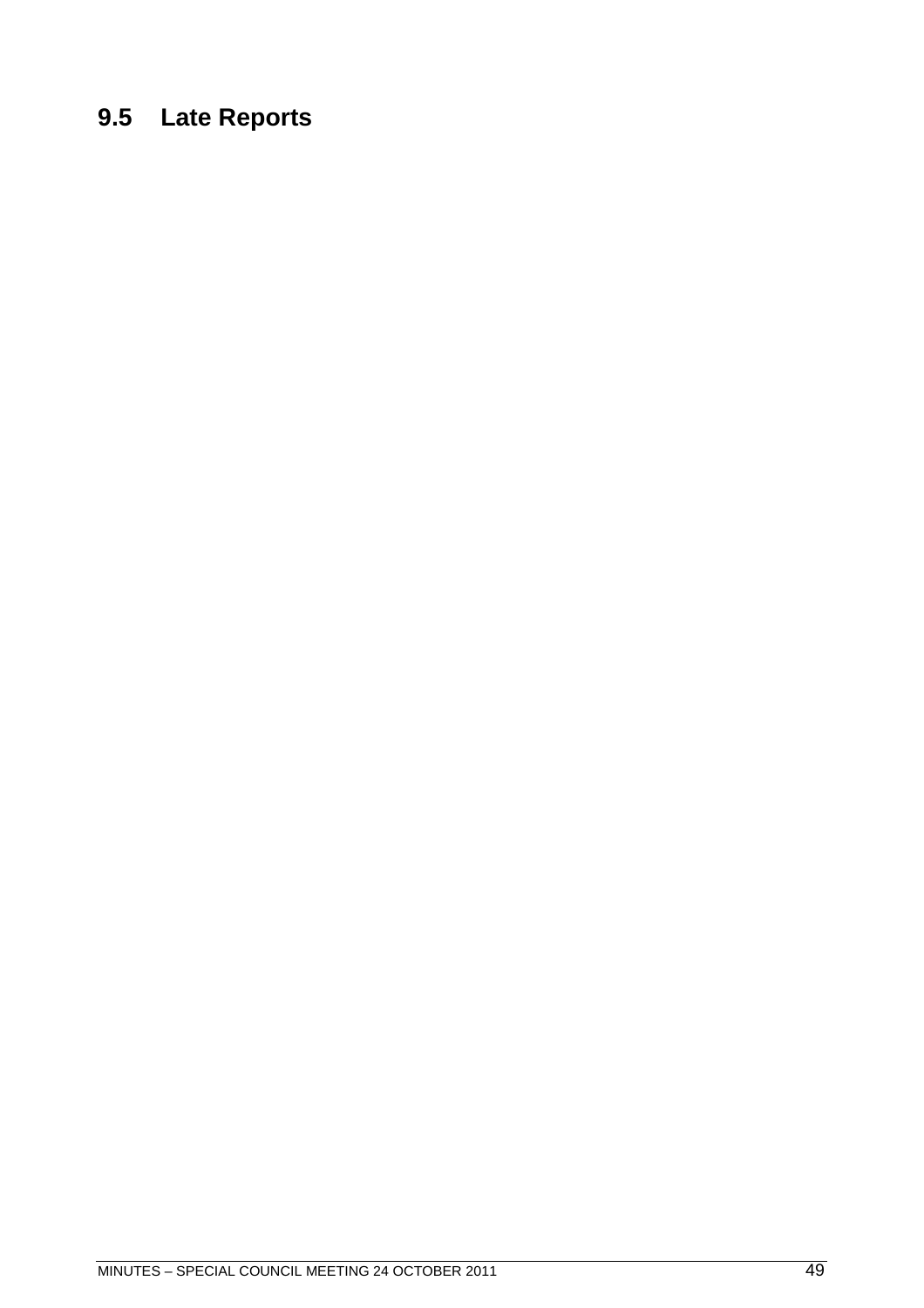## 9.5 Late Reports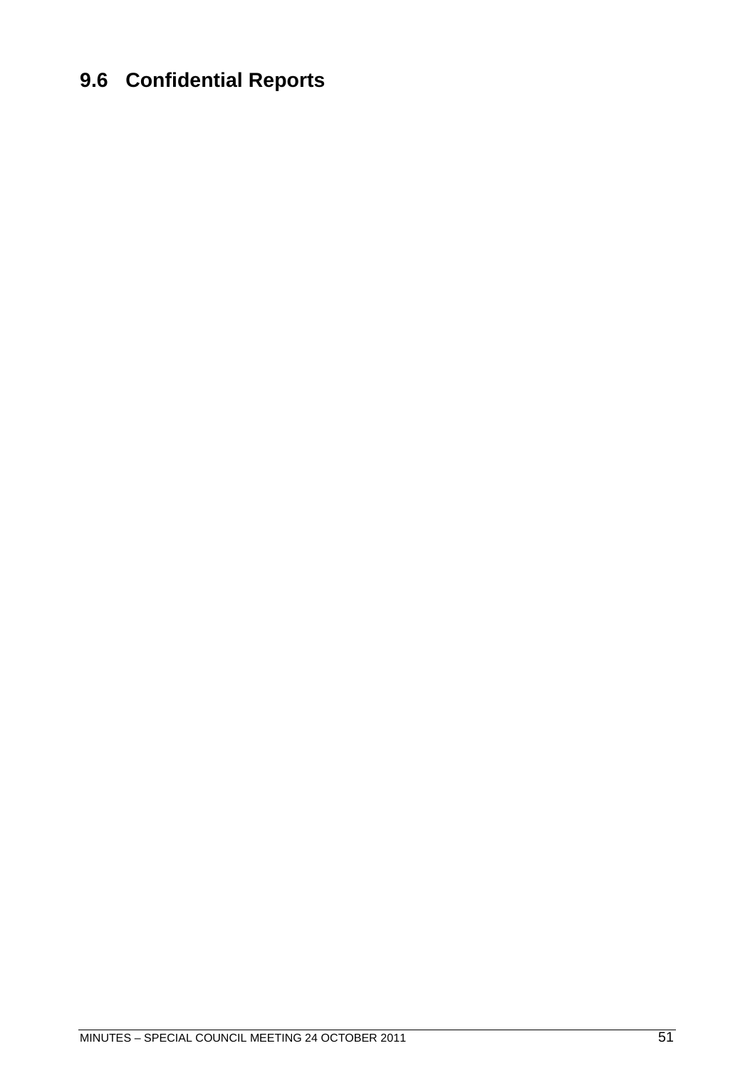## 9.6 Confidential Reports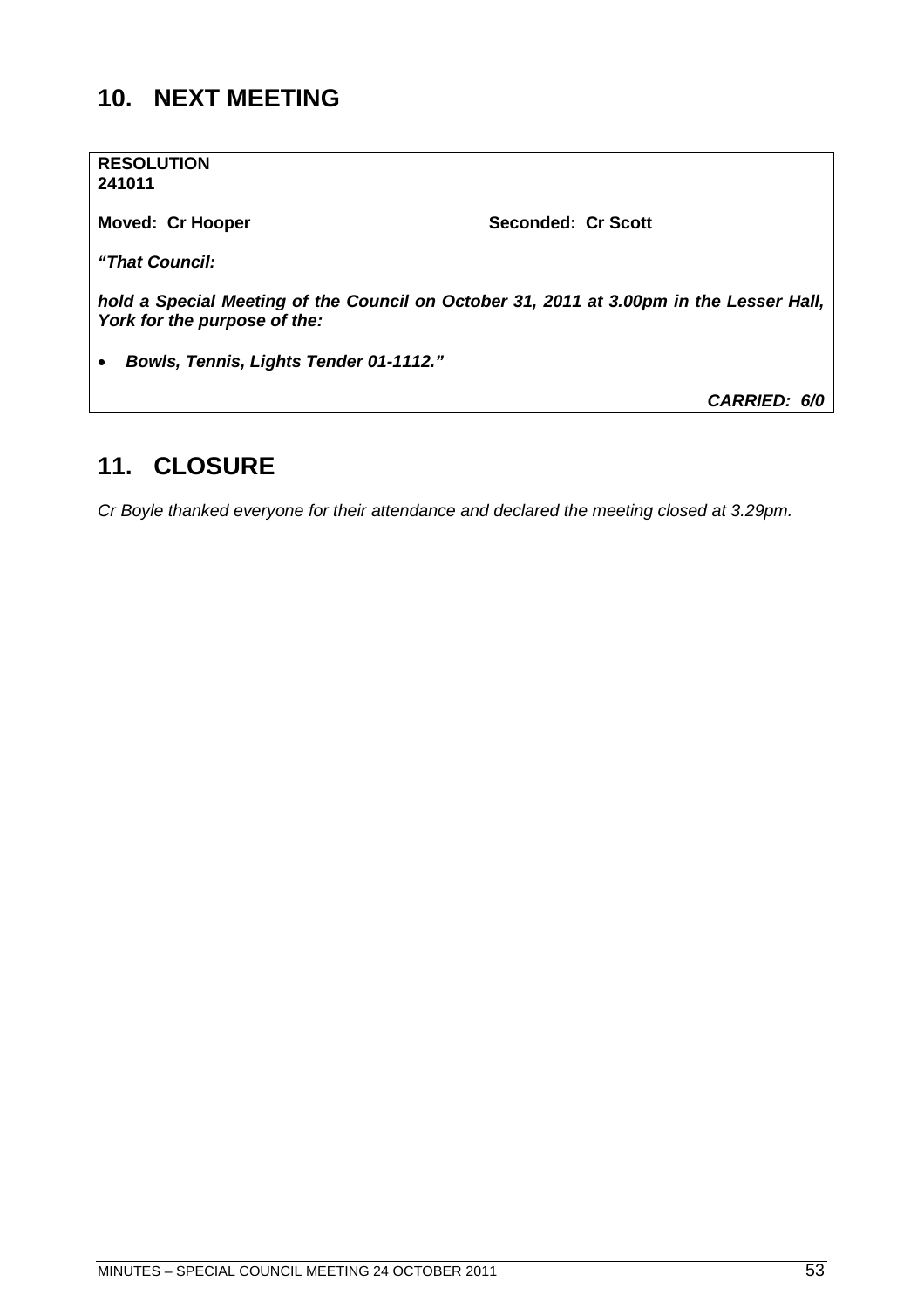# 10. NEXT MEETING

**RESOLUTION**
**241011**

**Moved: Cr Hooper** **Seconded: Cr Scott**

***"That Council:***

***hold a Special Meeting of the Council on October 31, 2011 at 3.00pm in the Lesser Hall, York for the purpose of the:***

- ***Bowls, Tennis, Lights Tender 01-1112."***

***CARRIED: 6/0***

# 11. CLOSURE

*Cr Boyle thanked everyone for their attendance and declared the meeting closed at 3.29pm.*